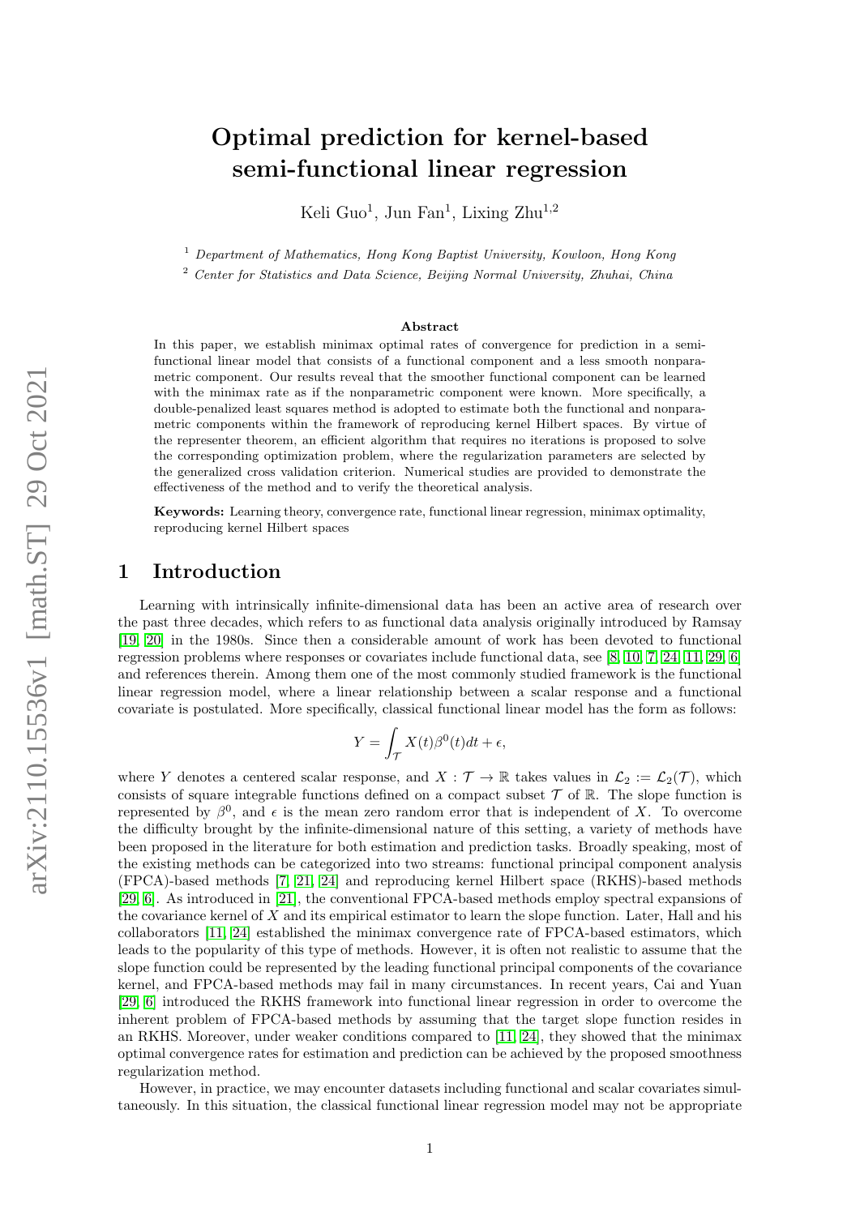# Optimal prediction for kernel-based semi-functional linear regression

Keli Guo[1], Jun Fan[1], Lixing Zhu[1,2]

[1] *Department of Mathematics, Hong Kong Baptist University, Kowloon, Hong Kong*

[2] *Center for Statistics and Data Science, Beijing Normal University, Zhuhai, China*

## Abstract

In this paper, we establish minimax optimal rates of convergence for prediction in a semi-functional linear model that consists of a functional component and a less smooth nonparametric component. Our results reveal that the smoother functional component can be learned with the minimax rate as if the nonparametric component were known. More specifically, a double-penalized least squares method is adopted to estimate both the functional and nonparametric components within the framework of reproducing kernel Hilbert spaces. By virtue of the representer theorem, an efficient algorithm that requires no iterations is proposed to solve the corresponding optimization problem, where the regularization parameters are selected by the generalized cross validation criterion. Numerical studies are provided to demonstrate the effectiveness of the method and to verify the theoretical analysis.

**Keywords:** Learning theory, convergence rate, functional linear regression, minimax optimality, reproducing kernel Hilbert spaces

## 1 Introduction

Learning with intrinsically infinite-dimensional data has been an active area of research over the past three decades, which refers to as functional data analysis originally introduced by Ramsay [19, 20] in the 1980s. Since then a considerable amount of work has been devoted to functional regression problems where responses or covariates include functional data, see [8, 10, 7, 24, 11, 29, 6] and references therein. Among them one of the most commonly studied framework is the functional linear regression model, where a linear relationship between a scalar response and a functional covariate is postulated. More specifically, classical functional linear model has the form as follows:

$$Y = \int_{\mathcal{T}} X(t)\beta^0(t)dt + \epsilon,$$

where $Y$ denotes a centered scalar response, and $X : \mathcal{T} \to \mathbb{R}$ takes values in $\mathcal{L}_2 := \mathcal{L}_2(\mathcal{T})$, which consists of square integrable functions defined on a compact subset $\mathcal{T}$ of $\mathbb{R}$. The slope function is represented by $\beta^0$, and $\epsilon$ is the mean zero random error that is independent of $X$. To overcome the difficulty brought by the infinite-dimensional nature of this setting, a variety of methods have been proposed in the literature for both estimation and prediction tasks. Broadly speaking, most of the existing methods can be categorized into two streams: functional principal component analysis (FPCA)-based methods [7, 21, 24] and reproducing kernel Hilbert space (RKHS)-based methods [29, 6]. As introduced in [21], the conventional FPCA-based methods employ spectral expansions of the covariance kernel of $X$ and its empirical estimator to learn the slope function. Later, Hall and his collaborators [11, 24] established the minimax convergence rate of FPCA-based estimators, which leads to the popularity of this type of methods. However, it is often not realistic to assume that the slope function could be represented by the leading functional principal components of the covariance kernel, and FPCA-based methods may fail in many circumstances. In recent years, Cai and Yuan [29, 6] introduced the RKHS framework into functional linear regression in order to overcome the inherent problem of FPCA-based methods by assuming that the target slope function resides in an RKHS. Moreover, under weaker conditions compared to [11, 24], they showed that the minimax optimal convergence rates for estimation and prediction can be achieved by the proposed smoothness regularization method.

However, in practice, we may encounter datasets including functional and scalar covariates simultaneously. In this situation, the classical functional linear regression model may not be appropriate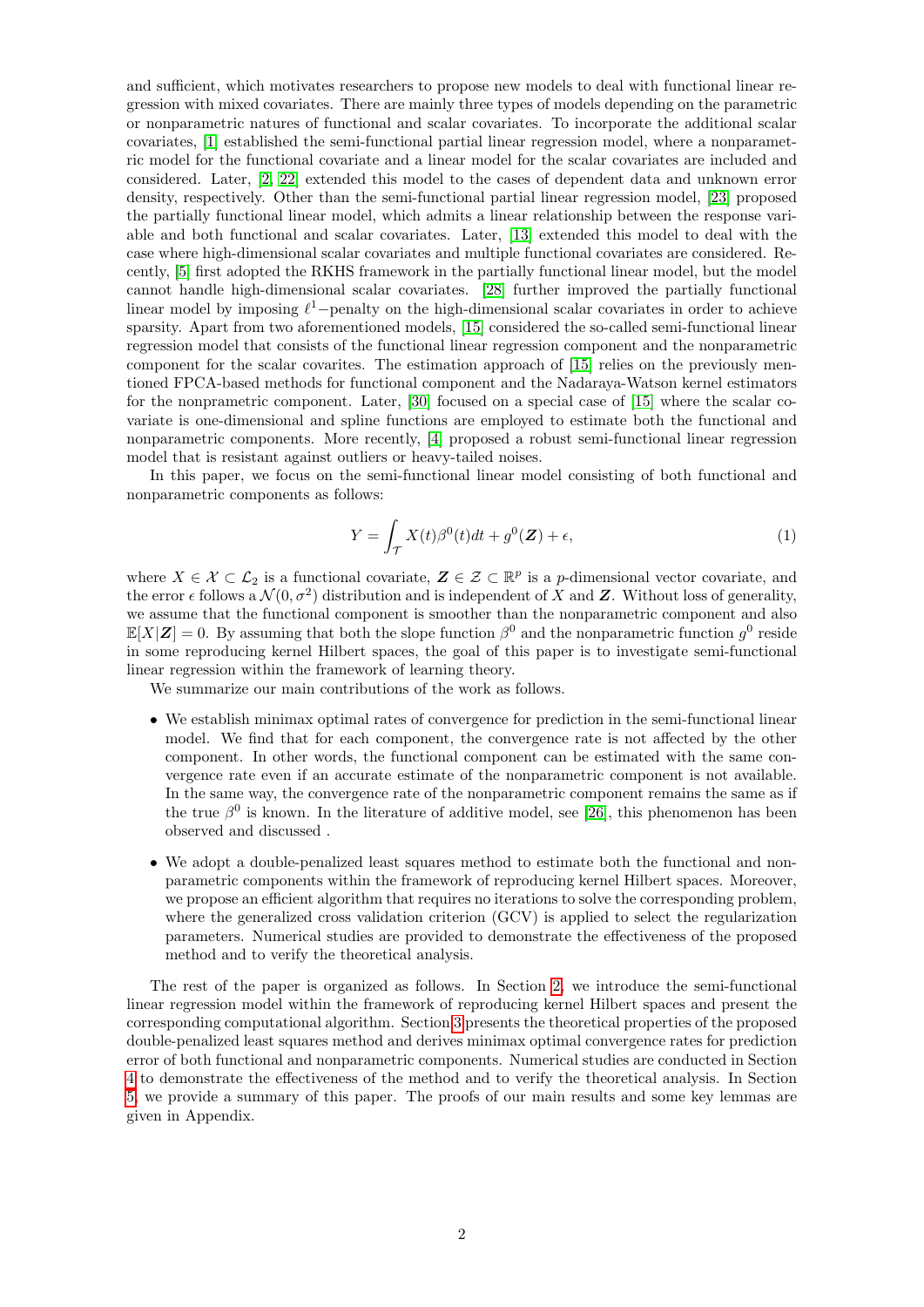and sufficient, which motivates researchers to propose new models to deal with functional linear regression with mixed covariates. There are mainly three types of models depending on the parametric or nonparametric natures of functional and scalar covariates. To incorporate the additional scalar covariates, [1] established the semi-functional partial linear regression model, where a nonparametric model for the functional covariate and a linear model for the scalar covariates are included and considered. Later, [2, 22] extended this model to the cases of dependent data and unknown error density, respectively. Other than the semi-functional partial linear regression model, [23] proposed the partially functional linear model, which admits a linear relationship between the response variable and both functional and scalar covariates. Later, [13] extended this model to deal with the case where high-dimensional scalar covariates and multiple functional covariates are considered. Recently, [5] first adopted the RKHS framework in the partially functional linear model, but the model cannot handle high-dimensional scalar covariates. [28] further improved the partially functional linear model by imposing $\ell^1-$penalty on the high-dimensional scalar covariates in order to achieve sparsity. Apart from two aforementioned models, [15] considered the so-called semi-functional linear regression model that consists of the functional linear regression component and the nonparametric component for the scalar covarites. The estimation approach of [15] relies on the previously mentioned FPCA-based methods for functional component and the Nadaraya-Watson kernel estimators for the nonprametric component. Later, [30] focused on a special case of [15] where the scalar covariate is one-dimensional and spline functions are employed to estimate both the functional and nonparametric components. More recently, [4] proposed a robust semi-functional linear regression model that is resistant against outliers or heavy-tailed noises.

In this paper, we focus on the semi-functional linear model consisting of both functional and nonparametric components as follows:

$$Y = \int_{\mathcal{T}} X(t)\beta^0(t)dt + g^0(\boldsymbol{Z}) + \epsilon, \tag{1}$$

where $X \in \mathcal{X} \subset \mathcal{L}_2$ is a functional covariate, $\boldsymbol{Z} \in \mathcal{Z} \subset \mathbb{R}^p$ is a $p$-dimensional vector covariate, and the error $\epsilon$ follows a $\mathcal{N}(0, \sigma^2)$ distribution and is independent of $X$ and $\boldsymbol{Z}$. Without loss of generality, we assume that the functional component is smoother than the nonparametric component and also $\mathbb{E}[X|\boldsymbol{Z}] = 0$. By assuming that both the slope function $\beta^0$ and the nonparametric function $g^0$ reside in some reproducing kernel Hilbert spaces, the goal of this paper is to investigate semi-functional linear regression within the framework of learning theory.

We summarize our main contributions of the work as follows.

- We establish minimax optimal rates of convergence for prediction in the semi-functional linear model. We find that for each component, the convergence rate is not affected by the other component. In other words, the functional component can be estimated with the same convergence rate even if an accurate estimate of the nonparametric component is not available. In the same way, the convergence rate of the nonparametric component remains the same as if the true $\beta^0$ is known. In the literature of additive model, see [26], this phenomenon has been observed and discussed .
- We adopt a double-penalized least squares method to estimate both the functional and nonparametric components within the framework of reproducing kernel Hilbert spaces. Moreover, we propose an efficient algorithm that requires no iterations to solve the corresponding problem, where the generalized cross validation criterion (GCV) is applied to select the regularization parameters. Numerical studies are provided to demonstrate the effectiveness of the proposed method and to verify the theoretical analysis.

The rest of the paper is organized as follows. In Section 2, we introduce the semi-functional linear regression model within the framework of reproducing kernel Hilbert spaces and present the corresponding computational algorithm. Section 3 presents the theoretical properties of the proposed double-penalized least squares method and derives minimax optimal convergence rates for prediction error of both functional and nonparametric components. Numerical studies are conducted in Section 4 to demonstrate the effectiveness of the method and to verify the theoretical analysis. In Section 5, we provide a summary of this paper. The proofs of our main results and some key lemmas are given in Appendix.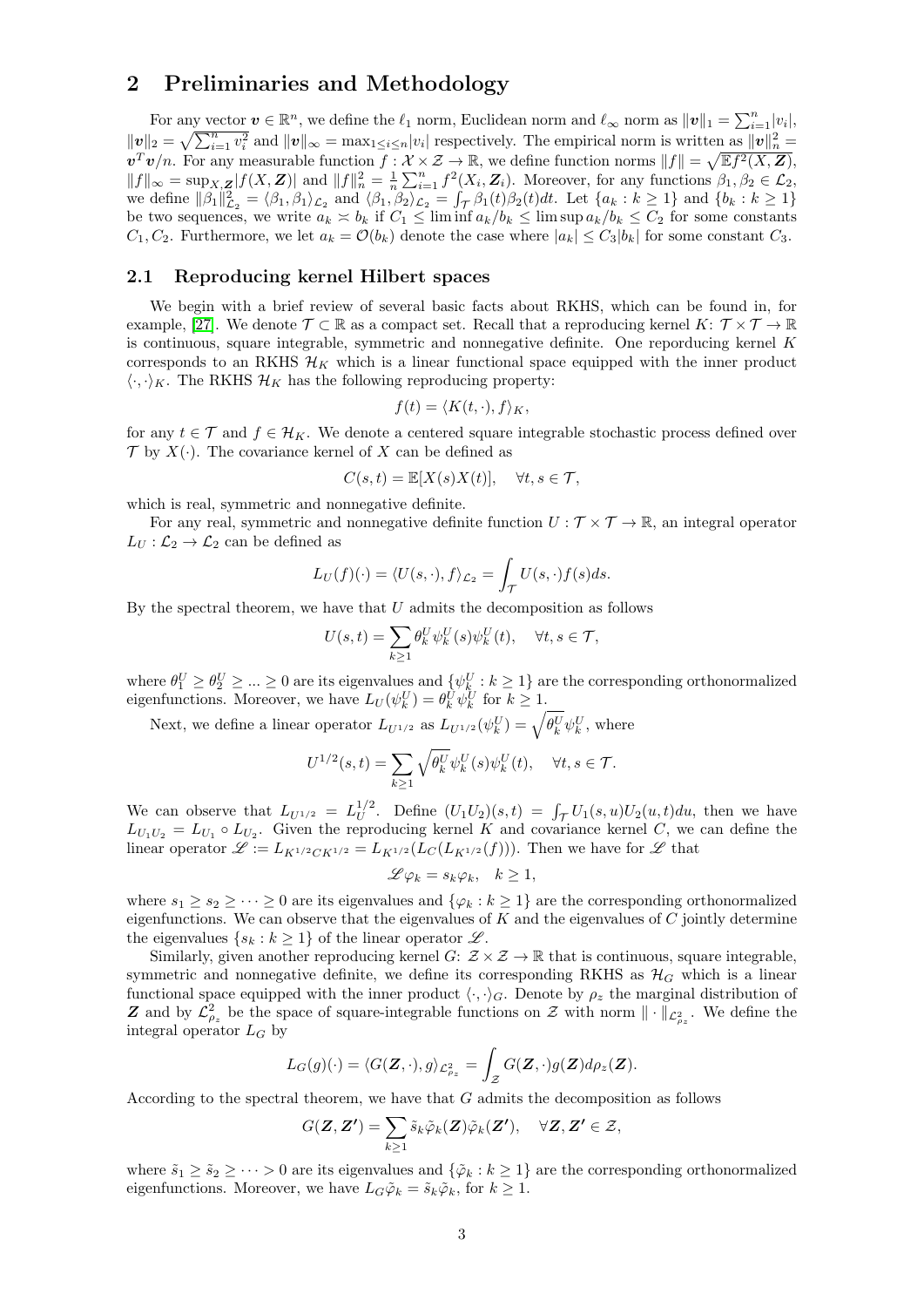## 2 Preliminaries and Methodology

For any vector $\boldsymbol{v} \in \mathbb{R}^n$, we define the $\ell_1$ norm, Euclidean norm and $\ell_\infty$ norm as $\|\boldsymbol{v}\|_1 = \sum_{i=1}^n |v_i|$, $\|\boldsymbol{v}\|_2 = \sqrt{\sum_{i=1}^n v_i^2}$ and $\|\boldsymbol{v}\|_\infty = \max_{1\le i\le n}|v_i|$ respectively. The empirical norm is written as $\|\boldsymbol{v}\|_n^2 = \boldsymbol{v}^T\boldsymbol{v}/n$. For any measurable function $f : \mathcal{X}\times\mathcal{Z} \to \mathbb{R}$, we define function norms $\|f\| = \sqrt{\mathbb{E}f^2(X, \boldsymbol{Z})}$, $\|f\|_\infty = \sup_{X,\boldsymbol{Z}}|f(X, \boldsymbol{Z})|$ and $\|f\|_n^2 = \frac{1}{n}\sum_{i=1}^n f^2(X_i, \boldsymbol{Z}_i)$. Moreover, for any functions $\beta_1, \beta_2 \in \mathcal{L}_2$, we define $\|\beta_1\|_{\mathcal{L}_2}^2 = \langle\beta_1, \beta_1\rangle_{\mathcal{L}_2}$ and $\langle\beta_1, \beta_2\rangle_{\mathcal{L}_2} = \int_{\mathcal{T}}\beta_1(t)\beta_2(t)dt$. Let $\{a_k : k \ge 1\}$ and $\{b_k : k \ge 1\}$ be two sequences, we write $a_k \asymp b_k$ if $C_1 \le \liminf a_k/b_k \le \limsup a_k/b_k \le C_2$ for some constants $C_1, C_2$. Furthermore, we let $a_k = \mathcal{O}(b_k)$ denote the case where $|a_k| \le C_3|b_k|$ for some constant $C_3$.

### 2.1 Reproducing kernel Hilbert spaces

We begin with a brief review of several basic facts about RKHS, which can be found in, for example, [27]. We denote $\mathcal{T} \subset \mathbb{R}$ as a compact set. Recall that a reproducing kernel $K$: $\mathcal{T}\times\mathcal{T} \to \mathbb{R}$ is continuous, square integrable, symmetric and nonnegative definite. One reporducing kernel $K$ corresponds to an RKHS $\mathcal{H}_K$ which is a linear functional space equipped with the inner product $\langle\cdot,\cdot\rangle_K$. The RKHS $\mathcal{H}_K$ has the following reproducing property:

$$f(t) = \langle K(t, \cdot), f\rangle_K,$$

for any $t \in \mathcal{T}$ and $f \in \mathcal{H}_K$. We denote a centered square integrable stochastic process defined over $\mathcal{T}$ by $X(\cdot)$. The covariance kernel of $X$ can be defined as

$$C(s, t) = \mathbb{E}[X(s)X(t)], \quad \forall t, s \in \mathcal{T},$$

which is real, symmetric and nonnegative definite.

For any real, symmetric and nonnegative definite function $U : \mathcal{T}\times\mathcal{T} \to \mathbb{R}$, an integral operator $L_U : \mathcal{L}_2 \to \mathcal{L}_2$ can be defined as

$$L_U(f)(\cdot) = \langle U(s, \cdot), f\rangle_{\mathcal{L}_2} = \int_{\mathcal{T}} U(s, \cdot)f(s)ds.$$

By the spectral theorem, we have that $U$ admits the decomposition as follows

$$U(s, t) = \sum_{k\ge1}\theta_k^U\psi_k^U(s)\psi_k^U(t), \quad \forall t, s \in \mathcal{T},$$

where $\theta_1^U \ge \theta_2^U \ge ... \ge 0$ are its eigenvalues and $\{\psi_k^U : k \ge 1\}$ are the corresponding orthonormalized eigenfunctions. Moreover, we have $L_U(\psi_k^U) = \theta_k^U\psi_k^U$ for $k \ge 1$.

Next, we define a linear operator $L_{U^{1/2}}$ as $L_{U^{1/2}}(\psi_k^U) = \sqrt{\theta_k^U}\psi_k^U$, where

$$U^{1/2}(s, t) = \sum_{k\ge1}\sqrt{\theta_k^U}\psi_k^U(s)\psi_k^U(t), \quad \forall t, s \in \mathcal{T}.$$

We can observe that $L_{U^{1/2}} = L_U^{1/2}$. Define $(U_1U_2)(s, t) = \int_{\mathcal{T}} U_1(s, u)U_2(u, t)du$, then we have $L_{U_1U_2} = L_{U_1} \circ L_{U_2}$. Given the reproducing kernel $K$ and covariance kernel $C$, we can define the linear operator $\mathscr{L} := L_{K^{1/2}CK^{1/2}} = L_{K^{1/2}}(L_C(L_{K^{1/2}}(f)))$. Then we have for $\mathscr{L}$ that

$$\mathscr{L}\varphi_k = s_k\varphi_k, \quad k \ge 1,$$

where $s_1 \ge s_2 \ge \cdots \ge 0$ are its eigenvalues and $\{\varphi_k : k \ge 1\}$ are the corresponding orthonormalized eigenfunctions. We can observe that the eigenvalues of $K$ and the eigenvalues of $C$ jointly determine the eigenvalues $\{s_k : k \ge 1\}$ of the linear operator $\mathscr{L}$.

Similarly, given another reproducing kernel $G$: $\mathcal{Z}\times\mathcal{Z} \to \mathbb{R}$ that is continuous, square integrable, symmetric and nonnegative definite, we define its corresponding RKHS as $\mathcal{H}_G$ which is a linear functional space equipped with the inner product $\langle\cdot,\cdot\rangle_G$. Denote by $\rho_z$ the marginal distribution of $\boldsymbol{Z}$ and by $\mathcal{L}_{\rho_z}^2$ be the space of square-integrable functions on $\mathcal{Z}$ with norm $\|\cdot\|_{\mathcal{L}_{\rho_z}^2}$. We define the integral operator $L_G$ by

$$L_G(g)(\cdot) = \langle G(\boldsymbol{Z}, \cdot), g\rangle_{\mathcal{L}_{\rho_z}^2} = \int_{\mathcal{Z}} G(\boldsymbol{Z}, \cdot)g(\boldsymbol{Z})d\rho_z(\boldsymbol{Z}).$$

According to the spectral theorem, we have that $G$ admits the decomposition as follows

$$G(\boldsymbol{Z}, \boldsymbol{Z'}) = \sum_{k\ge1}\tilde{s}_k\tilde{\varphi}_k(\boldsymbol{Z})\tilde{\varphi}_k(\boldsymbol{Z'}), \quad \forall \boldsymbol{Z}, \boldsymbol{Z'} \in \mathcal{Z},$$

where $\tilde{s}_1 \ge \tilde{s}_2 \ge \cdots > 0$ are its eigenvalues and $\{\tilde{\varphi}_k : k \ge 1\}$ are the corresponding orthonormalized eigenfunctions. Moreover, we have $L_G\tilde{\varphi}_k = \tilde{s}_k\tilde{\varphi}_k$, for $k \ge 1$.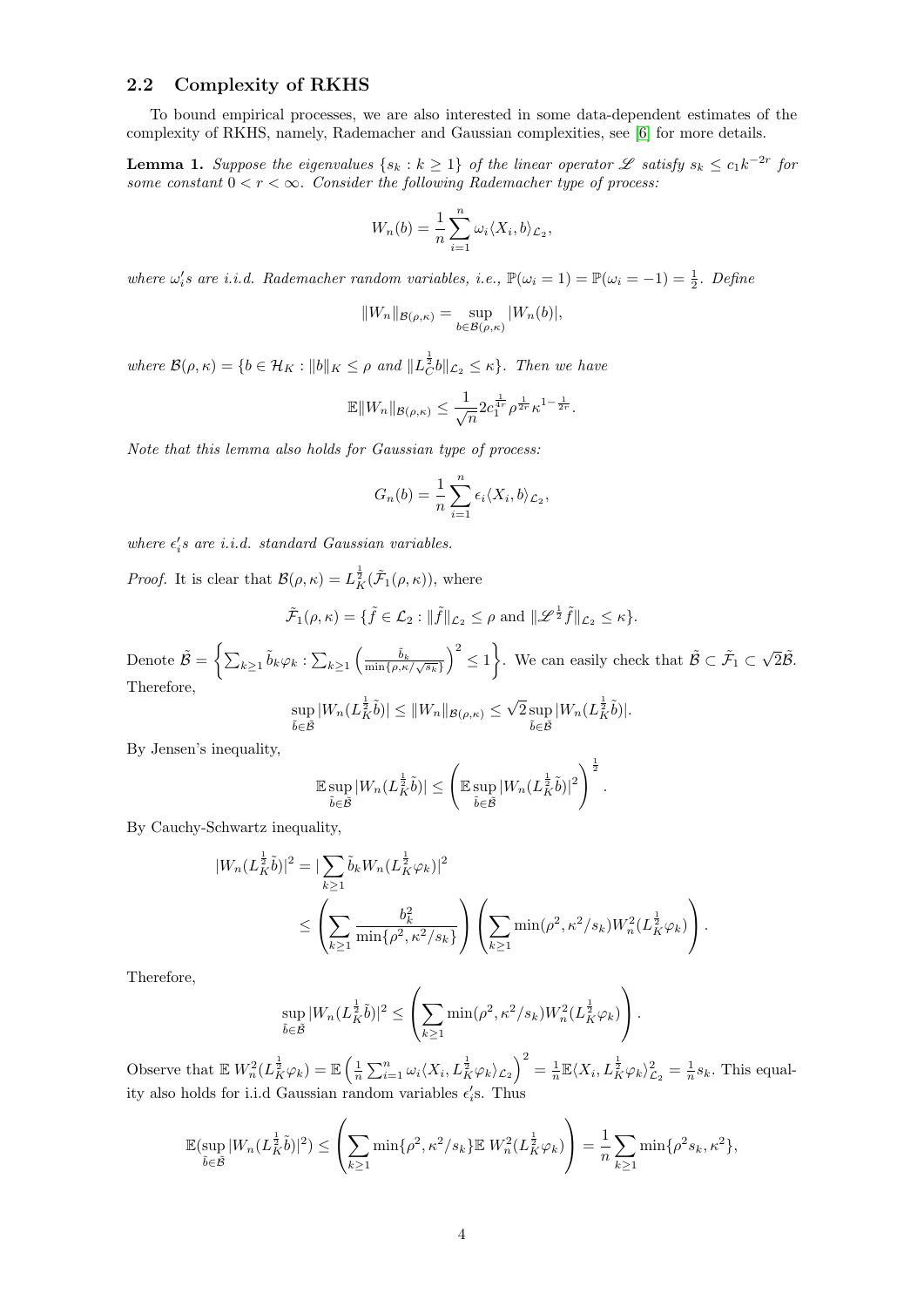### 2.2 Complexity of RKHS

To bound empirical processes, we are also interested in some data-dependent estimates of the complexity of RKHS, namely, Rademacher and Gaussian complexities, see [6] for more details.

**Lemma 1.** *Suppose the eigenvalues $\{s_k : k \geq 1\}$ of the linear operator $\mathscr{L}$ satisfy $s_k \leq c_1 k^{-2r}$ for some constant $0 < r < \infty$. Consider the following Rademacher type of process:*

$$W_n(b) = \frac{1}{n}\sum_{i=1}^{n} \omega_i \langle X_i, b\rangle_{\mathcal{L}_2},$$

*where $\omega_i'$s are i.i.d. Rademacher random variables, i.e., $\mathbb{P}(\omega_i = 1) = \mathbb{P}(\omega_i = -1) = \frac{1}{2}$. Define*

$$\|W_n\|_{\mathcal{B}(\rho,\kappa)} = \sup_{b\in\mathcal{B}(\rho,\kappa)} |W_n(b)|,$$

*where $\mathcal{B}(\rho,\kappa) = \{b \in \mathcal{H}_K : \|b\|_K \leq \rho \text{ and } \|L_C^{\frac{1}{2}} b\|_{\mathcal{L}_2} \leq \kappa\}$. Then we have*

$$\mathbb{E}\|W_n\|_{\mathcal{B}(\rho,\kappa)} \leq \frac{1}{\sqrt{n}} 2 c_1^{\frac{1}{4r}} \rho^{\frac{1}{2r}} \kappa^{1-\frac{1}{2r}}.$$

*Note that this lemma also holds for Gaussian type of process:*

$$G_n(b) = \frac{1}{n}\sum_{i=1}^{n} \epsilon_i \langle X_i, b\rangle_{\mathcal{L}_2},$$

*where $\epsilon_i'$s are i.i.d. standard Gaussian variables.*

*Proof.* It is clear that $\mathcal{B}(\rho,\kappa) = L_K^{\frac{1}{2}}(\tilde{\mathcal{F}}_1(\rho,\kappa))$, where

$$\tilde{\mathcal{F}}_1(\rho,\kappa) = \{\tilde{f} \in \mathcal{L}_2 : \|\tilde{f}\|_{\mathcal{L}_2} \leq \rho \text{ and } \|\mathscr{L}^{\frac{1}{2}}\tilde{f}\|_{\mathcal{L}_2} \leq \kappa\}.$$

Denote $\tilde{\mathcal{B}} = \left\{\sum_{k\geq 1} \tilde{b}_k \varphi_k : \sum_{k\geq 1}\left(\frac{\tilde{b}_k}{\min\{\rho, \kappa/\sqrt{s_k}\}}\right)^2 \leq 1\right\}$. We can easily check that $\tilde{\mathcal{B}} \subset \tilde{\mathcal{F}}_1 \subset \sqrt{2}\tilde{\mathcal{B}}$. Therefore,

$$\sup_{\tilde{b}\in\tilde{\mathcal{B}}} |W_n(L_K^{\frac{1}{2}}\tilde{b})| \leq \|W_n\|_{\mathcal{B}(\rho,\kappa)} \leq \sqrt{2}\sup_{\tilde{b}\in\tilde{\mathcal{B}}} |W_n(L_K^{\frac{1}{2}}\tilde{b})|.$$

By Jensen's inequality,

$$\mathbb{E}\sup_{\tilde{b}\in\tilde{\mathcal{B}}} |W_n(L_K^{\frac{1}{2}}\tilde{b})| \leq \left(\mathbb{E}\sup_{\tilde{b}\in\tilde{\mathcal{B}}} |W_n(L_K^{\frac{1}{2}}\tilde{b})|^2\right)^{\frac{1}{2}}.$$

By Cauchy-Schwartz inequality,

$$\begin{aligned}
|W_n(L_K^{\frac{1}{2}}\tilde{b})|^2 &= |\sum_{k\geq 1} \tilde{b}_k W_n(L_K^{\frac{1}{2}}\varphi_k)|^2 \\
&\leq \left(\sum_{k\geq 1} \frac{b_k^2}{\min\{\rho^2, \kappa^2/s_k\}}\right)\left(\sum_{k\geq 1}\min(\rho^2, \kappa^2/s_k) W_n^2(L_K^{\frac{1}{2}}\varphi_k)\right).
\end{aligned}$$

Therefore,

$$\sup_{\tilde{b}\in\tilde{\mathcal{B}}} |W_n(L_K^{\frac{1}{2}}\tilde{b})|^2 \leq \left(\sum_{k\geq 1}\min(\rho^2, \kappa^2/s_k) W_n^2(L_K^{\frac{1}{2}}\varphi_k)\right).$$

Observe that $\mathbb{E}\, W_n^2(L_K^{\frac{1}{2}}\varphi_k) = \mathbb{E}\left(\frac{1}{n}\sum_{i=1}^{n}\omega_i\langle X_i, L_K^{\frac{1}{2}}\varphi_k\rangle_{\mathcal{L}_2}\right)^2 = \frac{1}{n}\mathbb{E}\langle X_i, L_K^{\frac{1}{2}}\varphi_k\rangle_{\mathcal{L}_2}^2 = \frac{1}{n}s_k$. This equality also holds for i.i.d Gaussian random variables $\epsilon_i'$s. Thus

$$\mathbb{E}(\sup_{\tilde{b}\in\tilde{\mathcal{B}}} |W_n(L_K^{\frac{1}{2}}\tilde{b})|^2) \leq \left(\sum_{k\geq 1}\min\{\rho^2, \kappa^2/s_k\}\mathbb{E}\, W_n^2(L_K^{\frac{1}{2}}\varphi_k)\right) = \frac{1}{n}\sum_{k\geq 1}\min\{\rho^2 s_k, \kappa^2\},$$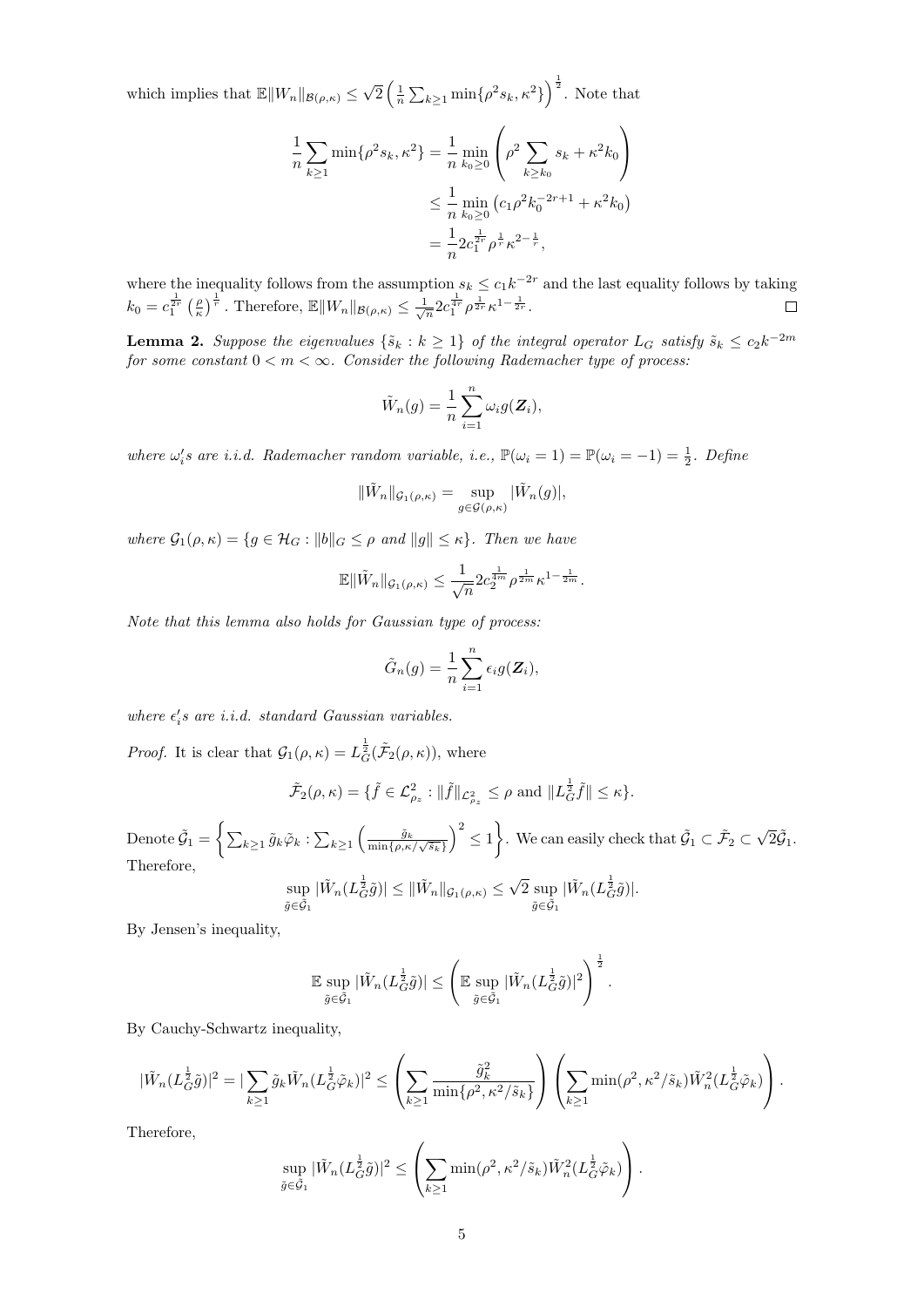which implies that $\mathbb{E}\|W_n\|_{\mathcal{B}(\rho,\kappa)} \leq \sqrt{2}\left(\frac{1}{n}\sum_{k\geq 1}\min\{\rho^2 s_k, \kappa^2\}\right)^{\frac{1}{2}}$. Note that

$$
\begin{aligned}
\frac{1}{n}\sum_{k\geq 1}\min\{\rho^2 s_k, \kappa^2\} &= \frac{1}{n}\min_{k_0\geq 0}\left(\rho^2\sum_{k\geq k_0} s_k + \kappa^2 k_0\right) \\
&\leq \frac{1}{n}\min_{k_0\geq 0}\left(c_1\rho^2 k_0^{-2r+1} + \kappa^2 k_0\right) \\
&= \frac{1}{n}2c_1^{\frac{1}{2r}}\rho^{\frac{1}{r}}\kappa^{2-\frac{1}{r}},
\end{aligned}
$$

where the inequality follows from the assumption $s_k \leq c_1 k^{-2r}$ and the last equality follows by taking $k_0 = c_1^{\frac{1}{2r}}\left(\frac{\rho}{\kappa}\right)^{\frac{1}{r}}$. Therefore, $\mathbb{E}\|W_n\|_{\mathcal{B}(\rho,\kappa)} \leq \frac{1}{\sqrt{n}}2c_1^{\frac{1}{4r}}\rho^{\frac{1}{2r}}\kappa^{1-\frac{1}{2r}}$. □

**Lemma 2.** *Suppose the eigenvalues $\{\tilde{s}_k : k\geq 1\}$ of the integral operator $L_G$ satisfy $\tilde{s}_k \leq c_2 k^{-2m}$ for some constant $0 < m < \infty$. Consider the following Rademacher type of process:*

$$
\tilde{W}_n(g) = \frac{1}{n}\sum_{i=1}^{n}\omega_i g(\boldsymbol{Z}_i),
$$

*where $\omega_i's$ are i.i.d. Rademacher random variable, i.e., $\mathbb{P}(\omega_i = 1) = \mathbb{P}(\omega_i = -1) = \frac{1}{2}$. Define*

$$
\|\tilde{W}_n\|_{\mathcal{G}_1(\rho,\kappa)} = \sup_{g\in\mathcal{G}(\rho,\kappa)}|\tilde{W}_n(g)|,
$$

*where $\mathcal{G}_1(\rho,\kappa) = \{g\in\mathcal{H}_G : \|b\|_G \leq \rho \text{ and } \|g\|\leq\kappa\}$. Then we have*

$$
\mathbb{E}\|\tilde{W}_n\|_{\mathcal{G}_1(\rho,\kappa)} \leq \frac{1}{\sqrt{n}}2c_2^{\frac{1}{4m}}\rho^{\frac{1}{2m}}\kappa^{1-\frac{1}{2m}}.
$$

*Note that this lemma also holds for Gaussian type of process:*

$$
\tilde{G}_n(g) = \frac{1}{n}\sum_{i=1}^{n}\epsilon_i g(\boldsymbol{Z}_i),
$$

*where $\epsilon_i's$ are i.i.d. standard Gaussian variables.*

*Proof.* It is clear that $\mathcal{G}_1(\rho,\kappa) = L_G^{\frac{1}{2}}(\tilde{\mathcal{F}}_2(\rho,\kappa))$, where

$$
\tilde{\mathcal{F}}_2(\rho,\kappa) = \{\tilde{f}\in\mathcal{L}^2_{\rho_z} : \|\tilde{f}\|_{\mathcal{L}^2_{\rho_z}} \leq \rho \text{ and } \|L_G^{\frac{1}{2}}\tilde{f}\|\leq\kappa\}.
$$

Denote $\tilde{\mathcal{G}}_1 = \left\{\sum_{k\geq 1}\tilde{g}_k\tilde{\varphi}_k : \sum_{k\geq 1}\left(\frac{\tilde{g}_k}{\min\{\rho,\kappa/\sqrt{\tilde{s}_k}\}}\right)^2 \leq 1\right\}$. We can easily check that $\tilde{\mathcal{G}}_1 \subset \tilde{\mathcal{F}}_2 \subset \sqrt{2}\tilde{\mathcal{G}}_1$. Therefore,

$$
\sup_{\tilde{g}\in\tilde{\mathcal{G}}_1}|\tilde{W}_n(L_G^{\frac{1}{2}}\tilde{g})| \leq \|\tilde{W}_n\|_{\mathcal{G}_1(\rho,\kappa)} \leq \sqrt{2}\sup_{\tilde{g}\in\tilde{\mathcal{G}}_1}|\tilde{W}_n(L_G^{\frac{1}{2}}\tilde{g})|.
$$

By Jensen's inequality,

$$
\mathbb{E}\sup_{\tilde{g}\in\tilde{\mathcal{G}}_1}|\tilde{W}_n(L_G^{\frac{1}{2}}\tilde{g})| \leq \left(\mathbb{E}\sup_{\tilde{g}\in\tilde{\mathcal{G}}_1}|\tilde{W}_n(L_G^{\frac{1}{2}}\tilde{g})|^2\right)^{\frac{1}{2}}.
$$

By Cauchy-Schwartz inequality,

$$
|\tilde{W}_n(L_G^{\frac{1}{2}}\tilde{g})|^2 = |\sum_{k\geq 1}\tilde{g}_k\tilde{W}_n(L_G^{\frac{1}{2}}\tilde{\varphi}_k)|^2 \leq \left(\sum_{k\geq 1}\frac{\tilde{g}_k^2}{\min\{\rho^2,\kappa^2/\tilde{s}_k\}}\right)\left(\sum_{k\geq 1}\min(\rho^2,\kappa^2/\tilde{s}_k)\tilde{W}_n^2(L_G^{\frac{1}{2}}\tilde{\varphi}_k)\right).
$$

Therefore,

$$
\sup_{\tilde{g}\in\tilde{\mathcal{G}}_1}|\tilde{W}_n(L_G^{\frac{1}{2}}\tilde{g})|^2 \leq \left(\sum_{k\geq 1}\min(\rho^2,\kappa^2/\tilde{s}_k)\tilde{W}_n^2(L_G^{\frac{1}{2}}\tilde{\varphi}_k)\right).
$$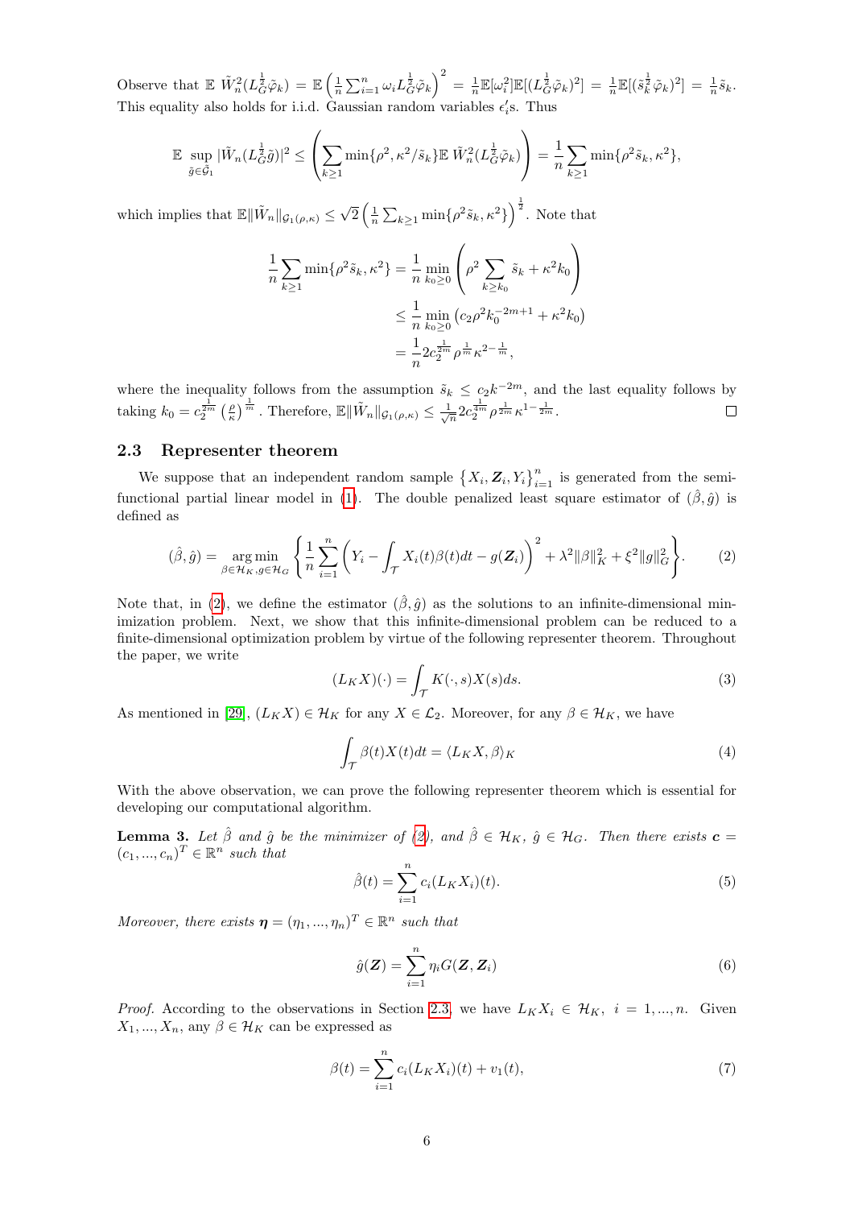Observe that $\mathbb{E}\ \tilde{W}_n^2(L_G^{\frac{1}{2}}\tilde{\varphi}_k) = \mathbb{E}\left(\frac{1}{n}\sum_{i=1}^n \omega_i L_G^{\frac{1}{2}}\tilde{\varphi}_k\right)^2 = \frac{1}{n}\mathbb{E}[\omega_i^2]\mathbb{E}[(L_G^{\frac{1}{2}}\tilde{\varphi}_k)^2] = \frac{1}{n}\mathbb{E}[(\tilde{s}_k^{\frac{1}{2}}\tilde{\varphi}_k)^2] = \frac{1}{n}\tilde{s}_k$. This equality also holds for i.i.d. Gaussian random variables $\epsilon_i'$s. Thus

$$\mathbb{E}\sup_{\tilde{g}\in\tilde{\mathcal{G}}_1}|\tilde{W}_n(L_G^{\frac{1}{2}}\tilde{g})|^2 \leq \left(\sum_{k\geq 1}\min\{\rho^2,\kappa^2/\tilde{s}_k\}\mathbb{E}\ \tilde{W}_n^2(L_G^{\frac{1}{2}}\tilde{\varphi}_k)\right) = \frac{1}{n}\sum_{k\geq 1}\min\{\rho^2\tilde{s}_k,\kappa^2\},$$

which implies that $\mathbb{E}\|\tilde{W}_n\|_{\mathcal{G}_1(\rho,\kappa)} \leq \sqrt{2}\left(\frac{1}{n}\sum_{k\geq 1}\min\{\rho^2\tilde{s}_k,\kappa^2\}\right)^{\frac{1}{2}}$. Note that

$$\begin{aligned}
\frac{1}{n}\sum_{k\geq 1}\min\{\rho^2\tilde{s}_k,\kappa^2\} &= \frac{1}{n}\min_{k_0\geq 0}\left(\rho^2\sum_{k\geq k_0}\tilde{s}_k + \kappa^2 k_0\right)\\
&\leq \frac{1}{n}\min_{k_0\geq 0}\left(c_2\rho^2 k_0^{-2m+1} + \kappa^2 k_0\right)\\
&= \frac{1}{n}2c_2^{\frac{1}{2m}}\rho^{\frac{1}{m}}\kappa^{2-\frac{1}{m}},
\end{aligned}$$

where the inequality follows from the assumption $\tilde{s}_k \leq c_2 k^{-2m}$, and the last equality follows by taking $k_0 = c_2^{\frac{1}{2m}}\left(\frac{\rho}{\kappa}\right)^{\frac{1}{m}}$. Therefore, $\mathbb{E}\|\tilde{W}_n\|_{\mathcal{G}_1(\rho,\kappa)} \leq \frac{1}{\sqrt{n}}2c_2^{\frac{1}{4m}}\rho^{\frac{1}{2m}}\kappa^{1-\frac{1}{2m}}$. ☐

## 2.3 Representer theorem

We suppose that an independent random sample $\{X_i, \boldsymbol{Z}_i, Y_i\}_{i=1}^n$ is generated from the semi-functional partial linear model in (1). The double penalized least square estimator of $(\hat{\beta},\hat{g})$ is defined as

$$(\hat{\beta},\hat{g}) = \underset{\beta\in\mathcal{H}_K, g\in\mathcal{H}_G}{\arg\min}\left\{\frac{1}{n}\sum_{i=1}^n\left(Y_i - \int_{\mathcal{T}}X_i(t)\beta(t)dt - g(\boldsymbol{Z}_i)\right)^2 + \lambda^2\|\beta\|_K^2 + \xi^2\|g\|_G^2\right\}. \tag{2}$$

Note that, in (2), we define the estimator $(\hat{\beta},\hat{g})$ as the solutions to an infinite-dimensional minimization problem. Next, we show that this infinite-dimensional problem can be reduced to a finite-dimensional optimization problem by virtue of the following representer theorem. Throughout the paper, we write

$$(L_K X)(\cdot) = \int_{\mathcal{T}} K(\cdot,s)X(s)ds. \tag{3}$$

As mentioned in [29], $(L_K X) \in \mathcal{H}_K$ for any $X \in \mathcal{L}_2$. Moreover, for any $\beta \in \mathcal{H}_K$, we have

$$\int_{\mathcal{T}}\beta(t)X(t)dt = \langle L_K X, \beta\rangle_K \tag{4}$$

With the above observation, we can prove the following representer theorem which is essential for developing our computational algorithm.

**Lemma 3.** *Let $\hat{\beta}$ and $\hat{g}$ be the minimizer of (2), and $\hat{\beta} \in \mathcal{H}_K$, $\hat{g} \in \mathcal{H}_G$. Then there exists $\boldsymbol{c} = (c_1,...,c_n)^T \in \mathbb{R}^n$ such that*

$$\hat{\beta}(t) = \sum_{i=1}^n c_i(L_K X_i)(t). \tag{5}$$

*Moreover, there exists $\boldsymbol{\eta} = (\eta_1,...,\eta_n)^T \in \mathbb{R}^n$ such that*

$$\hat{g}(\boldsymbol{Z}) = \sum_{i=1}^n \eta_i G(\boldsymbol{Z},\boldsymbol{Z}_i) \tag{6}$$

*Proof.* According to the observations in Section 2.3, we have $L_K X_i \in \mathcal{H}_K$, $i = 1,...,n$. Given $X_1,...,X_n$, any $\beta \in \mathcal{H}_K$ can be expressed as

$$\beta(t) = \sum_{i=1}^n c_i(L_K X_i)(t) + v_1(t), \tag{7}$$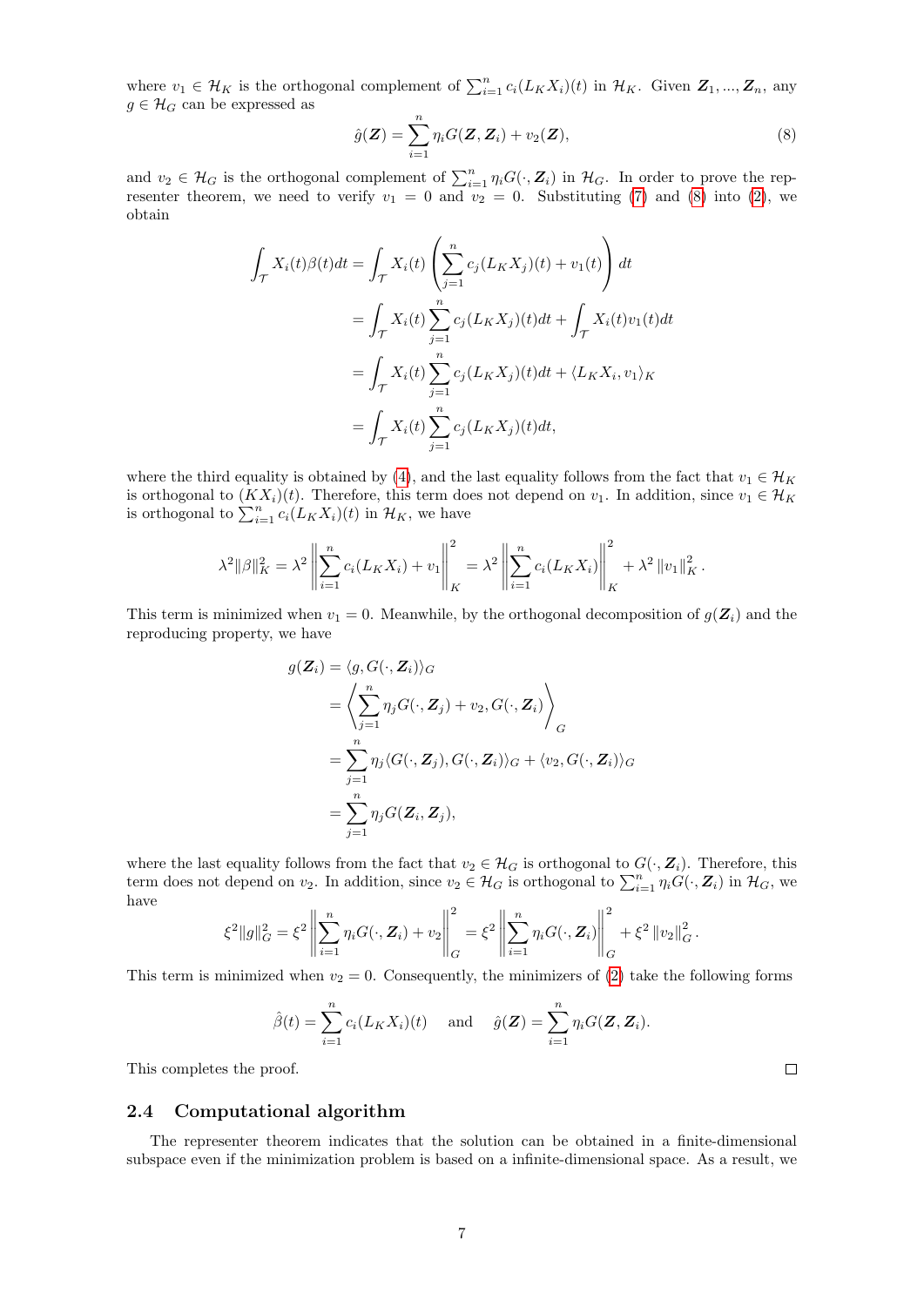where $v_1 \in \mathcal{H}_K$ is the orthogonal complement of $\sum_{i=1}^n c_i(L_K X_i)(t)$ in $\mathcal{H}_K$. Given $\boldsymbol{Z}_1, ..., \boldsymbol{Z}_n$, any $g \in \mathcal{H}_G$ can be expressed as

$$\hat{g}(\boldsymbol{Z}) = \sum_{i=1}^n \eta_i G(\boldsymbol{Z}, \boldsymbol{Z}_i) + v_2(\boldsymbol{Z}), \tag{8}$$

and $v_2 \in \mathcal{H}_G$ is the orthogonal complement of $\sum_{i=1}^n \eta_i G(\cdot, \boldsymbol{Z}_i)$ in $\mathcal{H}_G$. In order to prove the representer theorem, we need to verify $v_1 = 0$ and $v_2 = 0$. Substituting (7) and (8) into (2), we obtain

$$\begin{aligned}
\int_{\mathcal{T}} X_i(t)\beta(t)dt &= \int_{\mathcal{T}} X_i(t) \left( \sum_{j=1}^n c_j (L_K X_j)(t) + v_1(t) \right) dt \\
&= \int_{\mathcal{T}} X_i(t) \sum_{j=1}^n c_j (L_K X_j)(t)dt + \int_{\mathcal{T}} X_i(t) v_1(t)dt \\
&= \int_{\mathcal{T}} X_i(t) \sum_{j=1}^n c_j (L_K X_j)(t)dt + \langle L_K X_i, v_1 \rangle_K \\
&= \int_{\mathcal{T}} X_i(t) \sum_{j=1}^n c_j (L_K X_j)(t)dt,
\end{aligned}$$

where the third equality is obtained by (4), and the last equality follows from the fact that $v_1 \in \mathcal{H}_K$ is orthogonal to $(KX_i)(t)$. Therefore, this term does not depend on $v_1$. In addition, since $v_1 \in \mathcal{H}_K$ is orthogonal to $\sum_{i=1}^n c_i(L_K X_i)(t)$ in $\mathcal{H}_K$, we have

$$\lambda^2 \|\beta\|_K^2 = \lambda^2 \left\| \sum_{i=1}^n c_i (L_K X_i) + v_1 \right\|_K^2 = \lambda^2 \left\| \sum_{i=1}^n c_i (L_K X_i) \right\|_K^2 + \lambda^2 \|v_1\|_K^2 .$$

This term is minimized when $v_1 = 0$. Meanwhile, by the orthogonal decomposition of $g(\boldsymbol{Z}_i)$ and the reproducing property, we have

$$\begin{aligned}
g(\boldsymbol{Z}_i) &= \langle g, G(\cdot, \boldsymbol{Z}_i) \rangle_G \\
&= \left\langle \sum_{j=1}^n \eta_j G(\cdot, \boldsymbol{Z}_j) + v_2, G(\cdot, \boldsymbol{Z}_i) \right\rangle_G \\
&= \sum_{j=1}^n \eta_j \langle G(\cdot, \boldsymbol{Z}_j), G(\cdot, \boldsymbol{Z}_i) \rangle_G + \langle v_2, G(\cdot, \boldsymbol{Z}_i) \rangle_G \\
&= \sum_{j=1}^n \eta_j G(\boldsymbol{Z}_i, \boldsymbol{Z}_j),
\end{aligned}$$

where the last equality follows from the fact that $v_2 \in \mathcal{H}_G$ is orthogonal to $G(\cdot, \boldsymbol{Z}_i)$. Therefore, this term does not depend on $v_2$. In addition, since $v_2 \in \mathcal{H}_G$ is orthogonal to $\sum_{i=1}^n \eta_i G(\cdot, \boldsymbol{Z}_i)$ in $\mathcal{H}_G$, we have

$$\xi^2 \|g\|_G^2 = \xi^2 \left\| \sum_{i=1}^n \eta_i G(\cdot, \boldsymbol{Z}_i) + v_2 \right\|_G^2 = \xi^2 \left\| \sum_{i=1}^n \eta_i G(\cdot, \boldsymbol{Z}_i) \right\|_G^2 + \xi^2 \|v_2\|_G^2 .$$

This term is minimized when $v_2 = 0$. Consequently, the minimizers of (2) take the following forms

$$\hat{\beta}(t) = \sum_{i=1}^n c_i (L_K X_i)(t) \quad \text{and} \quad \hat{g}(\boldsymbol{Z}) = \sum_{i=1}^n \eta_i G(\boldsymbol{Z}, \boldsymbol{Z}_i).$$

This completes the proof. □

## 2.4 Computational algorithm

The representer theorem indicates that the solution can be obtained in a finite-dimensional subspace even if the minimization problem is based on a infinite-dimensional space. As a result, we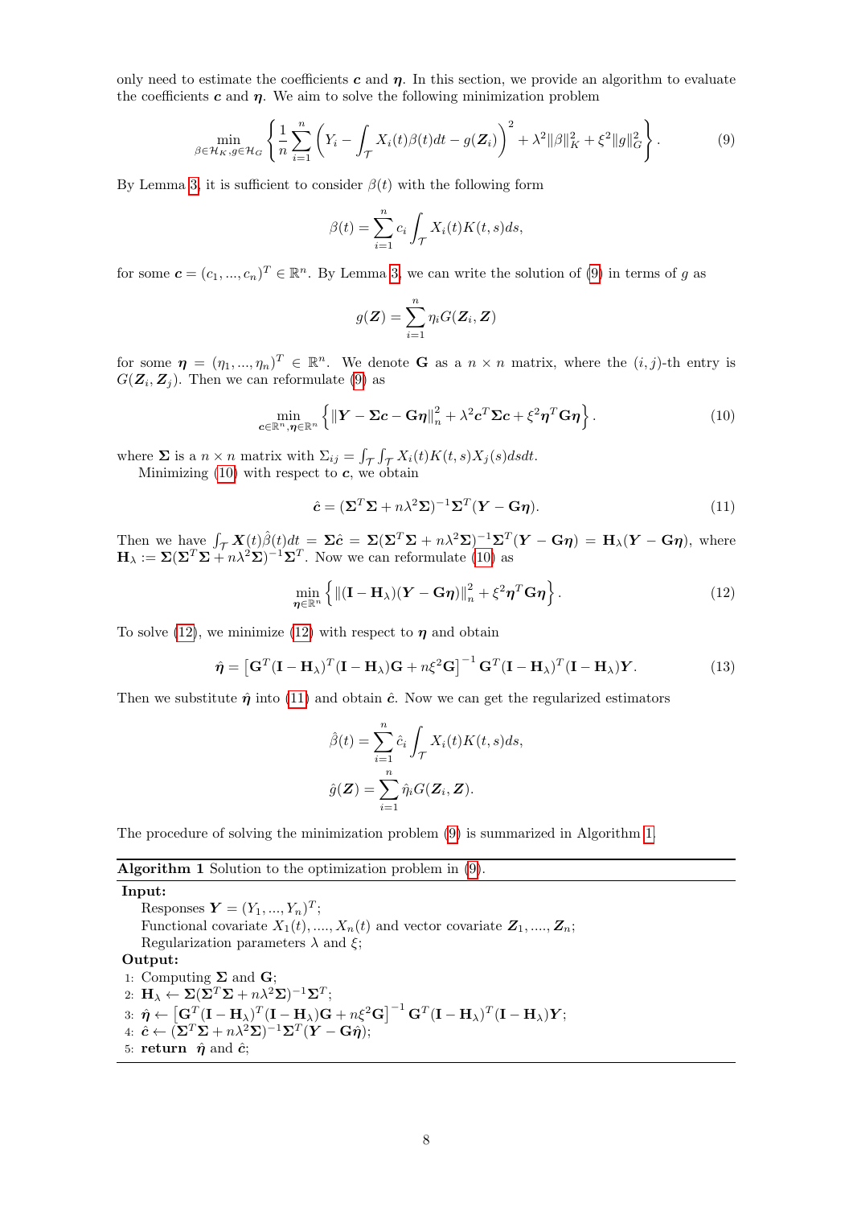only need to estimate the coefficients $\boldsymbol{c}$ and $\boldsymbol{\eta}$. In this section, we provide an algorithm to evaluate the coefficients $\boldsymbol{c}$ and $\boldsymbol{\eta}$. We aim to solve the following minimization problem

$$\min_{\beta \in \mathcal{H}_K, g \in \mathcal{H}_G} \left\{ \frac{1}{n} \sum_{i=1}^{n} \left( Y_i - \int_{\mathcal{T}} X_i(t)\beta(t)dt - g(\boldsymbol{Z}_i) \right)^2 + \lambda^2 \|\beta\|_K^2 + \xi^2 \|g\|_G^2 \right\}. \tag{9}$$

By Lemma 3, it is sufficient to consider $\beta(t)$ with the following form

$$\beta(t) = \sum_{i=1}^{n} c_i \int_{\mathcal{T}} X_i(t) K(t,s) ds,$$

for some $\boldsymbol{c} = (c_1, ..., c_n)^T \in \mathbb{R}^n$. By Lemma 3, we can write the solution of (9) in terms of $g$ as

$$g(\boldsymbol{Z}) = \sum_{i=1}^{n} \eta_i G(\boldsymbol{Z}_i, \boldsymbol{Z})$$

for some $\boldsymbol{\eta} = (\eta_1, ..., \eta_n)^T \in \mathbb{R}^n$. We denote $\mathbf{G}$ as a $n \times n$ matrix, where the $(i,j)$-th entry is $G(\boldsymbol{Z}_i, \boldsymbol{Z}_j)$. Then we can reformulate (9) as

$$\min_{\boldsymbol{c} \in \mathbb{R}^n, \boldsymbol{\eta} \in \mathbb{R}^n} \left\{ \|\boldsymbol{Y} - \boldsymbol{\Sigma} \boldsymbol{c} - \mathbf{G}\boldsymbol{\eta}\|_n^2 + \lambda^2 \boldsymbol{c}^T \boldsymbol{\Sigma} \boldsymbol{c} + \xi^2 \boldsymbol{\eta}^T \mathbf{G} \boldsymbol{\eta} \right\}. \tag{10}$$

where $\boldsymbol{\Sigma}$ is a $n \times n$ matrix with $\Sigma_{ij} = \int_{\mathcal{T}} \int_{\mathcal{T}} X_i(t) K(t,s) X_j(s) ds dt$.

Minimizing (10) with respect to $\boldsymbol{c}$, we obtain

$$\hat{\boldsymbol{c}} = (\boldsymbol{\Sigma}^T \boldsymbol{\Sigma} + n\lambda^2 \boldsymbol{\Sigma})^{-1} \boldsymbol{\Sigma}^T (\boldsymbol{Y} - \mathbf{G}\boldsymbol{\eta}). \tag{11}$$

Then we have $\int_{\mathcal{T}} \boldsymbol{X}(t)\hat{\beta}(t)dt = \boldsymbol{\Sigma}\hat{\boldsymbol{c}} = \boldsymbol{\Sigma}(\boldsymbol{\Sigma}^T \boldsymbol{\Sigma} + n\lambda^2 \boldsymbol{\Sigma})^{-1} \boldsymbol{\Sigma}^T (\boldsymbol{Y} - \mathbf{G}\boldsymbol{\eta}) = \mathbf{H}_\lambda (\boldsymbol{Y} - \mathbf{G}\boldsymbol{\eta})$, where $\mathbf{H}_\lambda := \boldsymbol{\Sigma}(\boldsymbol{\Sigma}^T \boldsymbol{\Sigma} + n\lambda^2 \boldsymbol{\Sigma})^{-1} \boldsymbol{\Sigma}^T$. Now we can reformulate (10) as

$$\min_{\boldsymbol{\eta} \in \mathbb{R}^n} \left\{ \|(\mathbf{I} - \mathbf{H}_\lambda)(\boldsymbol{Y} - \mathbf{G}\boldsymbol{\eta})\|_n^2 + \xi^2 \boldsymbol{\eta}^T \mathbf{G} \boldsymbol{\eta} \right\}. \tag{12}$$

To solve (12), we minimize (12) with respect to $\boldsymbol{\eta}$ and obtain

$$\hat{\boldsymbol{\eta}} = \left[ \mathbf{G}^T (\mathbf{I} - \mathbf{H}_\lambda)^T (\mathbf{I} - \mathbf{H}_\lambda) \mathbf{G} + n\xi^2 \mathbf{G} \right]^{-1} \mathbf{G}^T (\mathbf{I} - \mathbf{H}_\lambda)^T (\mathbf{I} - \mathbf{H}_\lambda) \boldsymbol{Y}. \tag{13}$$

Then we substitute $\hat{\boldsymbol{\eta}}$ into (11) and obtain $\hat{\boldsymbol{c}}$. Now we can get the regularized estimators

$$\hat{\beta}(t) = \sum_{i=1}^{n} \hat{c}_i \int_{\mathcal{T}} X_i(t) K(t,s) ds,$$

$$\hat{g}(\boldsymbol{Z}) = \sum_{i=1}^{n} \hat{\eta}_i G(\boldsymbol{Z}_i, \boldsymbol{Z}).$$

The procedure of solving the minimization problem (9) is summarized in Algorithm 1.

---

**Algorithm 1** Solution to the optimization problem in (9).

---

**Input:**

Responses $\boldsymbol{Y} = (Y_1, ..., Y_n)^T$;

Functional covariate $X_1(t), ...., X_n(t)$ and vector covariate $\boldsymbol{Z}_1, ...., \boldsymbol{Z}_n$;

Regularization parameters $\lambda$ and $\xi$;

**Output:**

1: Computing $\boldsymbol{\Sigma}$ and $\mathbf{G}$;
2: $\mathbf{H}_\lambda \leftarrow \boldsymbol{\Sigma}(\boldsymbol{\Sigma}^T \boldsymbol{\Sigma} + n\lambda^2 \boldsymbol{\Sigma})^{-1} \boldsymbol{\Sigma}^T$;
3: $\hat{\boldsymbol{\eta}} \leftarrow \left[ \mathbf{G}^T (\mathbf{I} - \mathbf{H}_\lambda)^T (\mathbf{I} - \mathbf{H}_\lambda) \mathbf{G} + n\xi^2 \mathbf{G} \right]^{-1} \mathbf{G}^T (\mathbf{I} - \mathbf{H}_\lambda)^T (\mathbf{I} - \mathbf{H}_\lambda) \boldsymbol{Y}$;
4: $\hat{\boldsymbol{c}} \leftarrow (\boldsymbol{\Sigma}^T \boldsymbol{\Sigma} + n\lambda^2 \boldsymbol{\Sigma})^{-1} \boldsymbol{\Sigma}^T (\boldsymbol{Y} - \mathbf{G}\hat{\boldsymbol{\eta}})$;
5: **return** $\hat{\boldsymbol{\eta}}$ and $\hat{\boldsymbol{c}}$;

---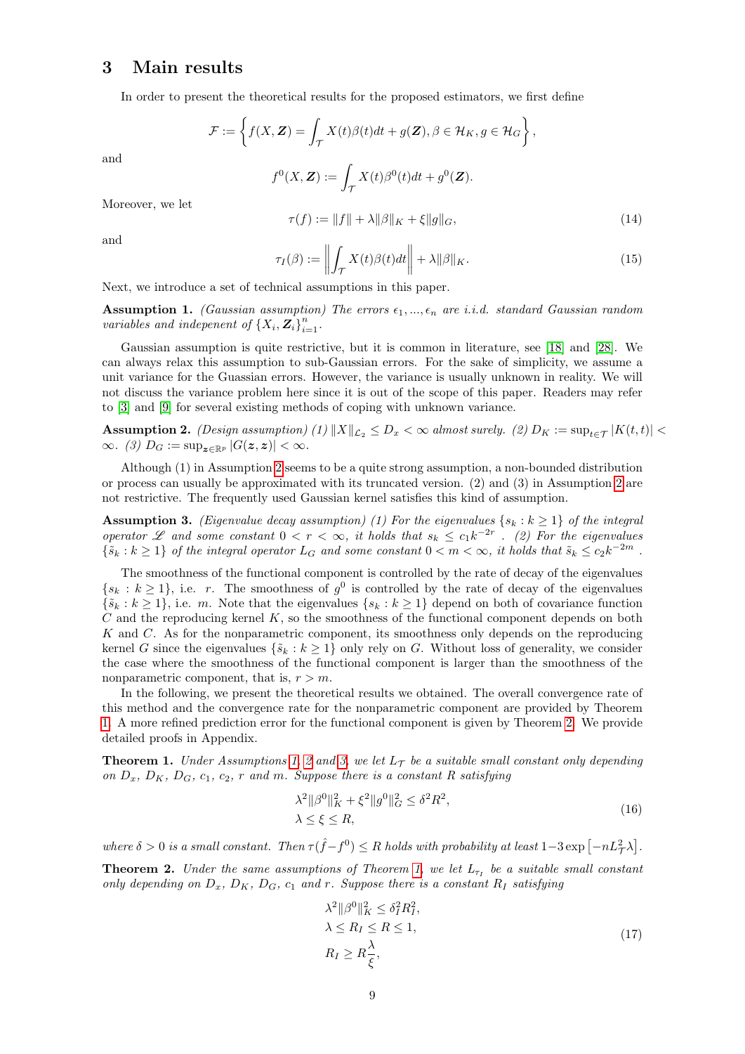## 3 Main results

In order to present the theoretical results for the proposed estimators, we first define

$$\mathcal{F} := \left\{ f(X, \boldsymbol{Z}) = \int_{\mathcal{T}} X(t)\beta(t)dt + g(\boldsymbol{Z}), \beta \in \mathcal{H}_K, g \in \mathcal{H}_G \right\},$$

and

$$f^0(X, \boldsymbol{Z}) := \int_{\mathcal{T}} X(t)\beta^0(t)dt + g^0(\boldsymbol{Z}).$$

Moreover, we let

$$\tau(f) := \|f\| + \lambda\|\beta\|_K + \xi\|g\|_G, \tag{14}$$

and

$$\tau_I(\beta) := \left\| \int_{\mathcal{T}} X(t)\beta(t)dt \right\| + \lambda\|\beta\|_K. \tag{15}$$

Next, we introduce a set of technical assumptions in this paper.

**Assumption 1.** *(Gaussian assumption) The errors $\epsilon_1, ..., \epsilon_n$ are i.i.d. standard Gaussian random variables and indepenent of $\{X_i, \boldsymbol{Z}_i\}_{i=1}^n$.*

Gaussian assumption is quite restrictive, but it is common in literature, see [18] and [28]. We can always relax this assumption to sub-Gaussian errors. For the sake of simplicity, we assume a unit variance for the Guassian errors. However, the variance is usually unknown in reality. We will not discuss the variance problem here since it is out of the scope of this paper. Readers may refer to [3] and [9] for several existing methods of coping with unknown variance.

**Assumption 2.** *(Design assumption) (1) $\|X\|_{\mathcal{L}_2} \le D_x < \infty$ almost surely. (2) $D_K := \sup_{t\in\mathcal{T}} |K(t,t)| < \infty$. (3) $D_G := \sup_{\boldsymbol{z}\in\mathbb{R}^p} |G(\boldsymbol{z}, \boldsymbol{z})| < \infty$.*

Although (1) in Assumption 2 seems to be a quite strong assumption, a non-bounded distribution or process can usually be approximated with its truncated version. (2) and (3) in Assumption 2 are not restrictive. The frequently used Gaussian kernel satisfies this kind of assumption.

**Assumption 3.** *(Eigenvalue decay assumption) (1) For the eigenvalues $\{s_k : k \ge 1\}$ of the integral operator $\mathscr{L}$ and some constant $0 < r < \infty$, it holds that $s_k \le c_1 k^{-2r}$ . (2) For the eigenvalues $\{\tilde{s}_k : k \ge 1\}$ of the integral operator $L_G$ and some constant $0 < m < \infty$, it holds that $\tilde{s}_k \le c_2 k^{-2m}$ .*

The smoothness of the functional component is controlled by the rate of decay of the eigenvalues $\{s_k : k \ge 1\}$, i.e. $r$. The smoothness of $g^0$ is controlled by the rate of decay of the eigenvalues $\{\tilde{s}_k : k \ge 1\}$, i.e. $m$. Note that the eigenvalues $\{s_k : k \ge 1\}$ depend on both of covariance function $C$ and the reproducing kernel $K$, so the smoothness of the functional component depends on both $K$ and $C$. As for the nonparametric component, its smoothness only depends on the reproducing kernel $G$ since the eigenvalues $\{\tilde{s}_k : k \ge 1\}$ only rely on $G$. Without loss of generality, we consider the case where the smoothness of the functional component is larger than the smoothness of the nonparametric component, that is, $r > m$.

In the following, we present the theoretical results we obtained. The overall convergence rate of this method and the convergence rate for the nonparametric component are provided by Theorem 1. A more refined prediction error for the functional component is given by Theorem 2. We provide detailed proofs in Appendix.

**Theorem 1.** *Under Assumptions 1, 2 and 3, we let $L_{\mathcal{T}}$ be a suitable small constant only depending on $D_x$, $D_K$, $D_G$, $c_1$, $c_2$, $r$ and $m$. Suppose there is a constant $R$ satisfying*

$$\begin{aligned} &\lambda^2\|\beta^0\|_K^2 + \xi^2\|g^0\|_G^2 \le \delta^2 R^2, \\ &\lambda \le \xi \le R, \end{aligned} \tag{16}$$

*where $\delta > 0$ is a small constant. Then $\tau(\hat{f} - f^0) \le R$ holds with probability at least $1 - 3\exp\left[-nL_{\mathcal{T}}^2\lambda\right]$.*

**Theorem 2.** *Under the same assumptions of Theorem 1, we let $L_{\tau_I}$ be a suitable small constant only depending on $D_x$, $D_K$, $D_G$, $c_1$ and $r$. Suppose there is a constant $R_I$ satisfying*

$$\begin{aligned} &\lambda^2\|\beta^0\|_K^2 \le \delta_I^2 R_I^2, \\ &\lambda \le R_I \le R \le 1, \\ &R_I \ge R\frac{\lambda}{\xi}, \end{aligned} \tag{17}$$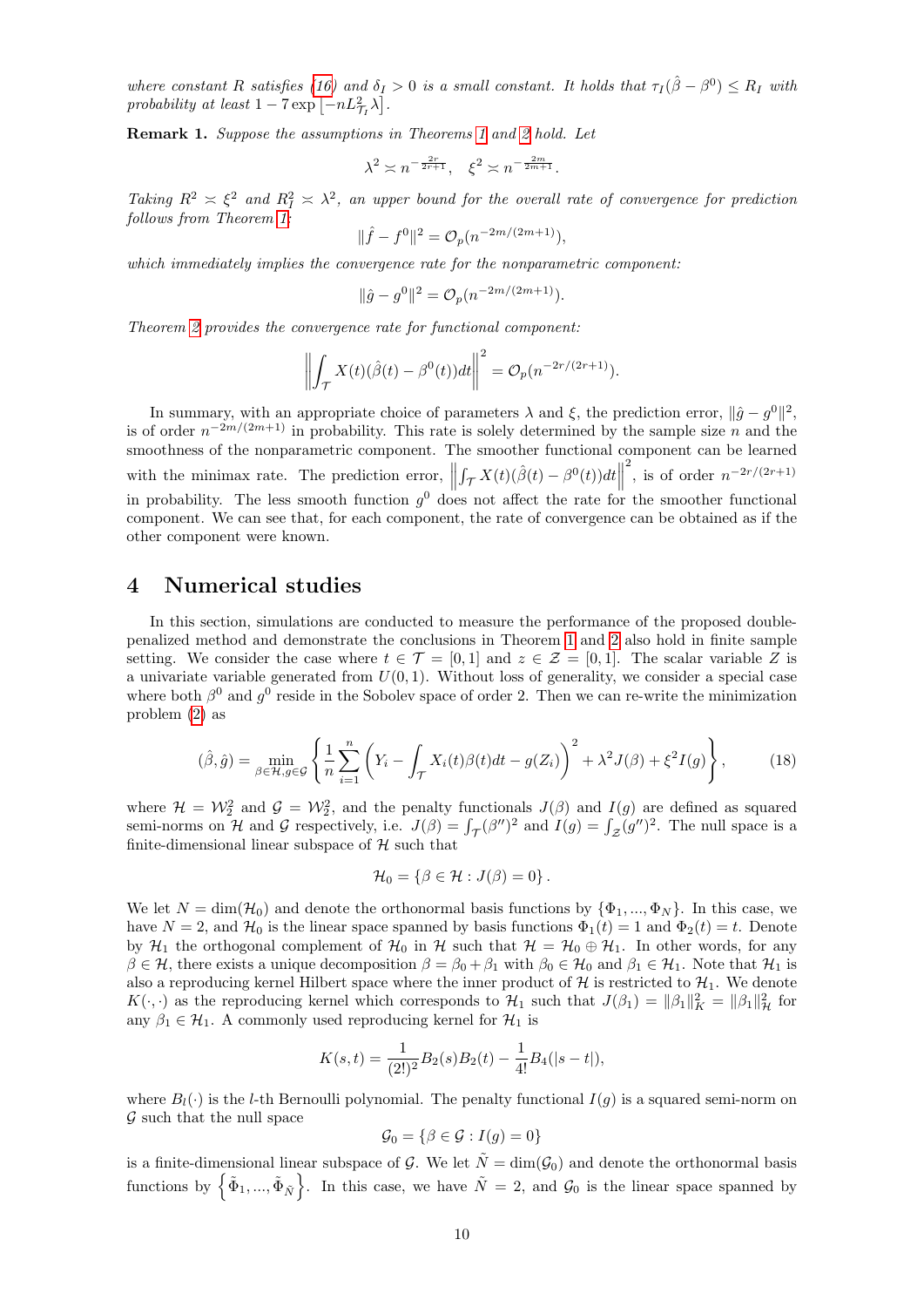*where constant $R$ satisfies (16) and $\delta_I > 0$ is a small constant. It holds that $\tau_I(\hat{\beta} - \beta^0) \le R_I$ with probability at least $1 - 7\exp\left[-nL^2_{\mathcal{T}_I}\lambda\right]$.*

**Remark 1.** *Suppose the assumptions in Theorems 1 and 2 hold. Let*

$$\lambda^2 \asymp n^{-\frac{2r}{2r+1}}, \quad \xi^2 \asymp n^{-\frac{2m}{2m+1}}.$$

*Taking $R^2 \asymp \xi^2$ and $R_I^2 \asymp \lambda^2$, an upper bound for the overall rate of convergence for prediction follows from Theorem 1:*

$$\|\hat{f} - f^0\|^2 = \mathcal{O}_p(n^{-2m/(2m+1)}),$$

*which immediately implies the convergence rate for the nonparametric component:*

$$\|\hat{g} - g^0\|^2 = \mathcal{O}_p(n^{-2m/(2m+1)}).$$

*Theorem 2 provides the convergence rate for functional component:*

$$\left\|\int_{\mathcal{T}} X(t)(\hat{\beta}(t) - \beta^0(t))dt\right\|^2 = \mathcal{O}_p(n^{-2r/(2r+1)}).$$

In summary, with an appropriate choice of parameters $\lambda$ and $\xi$, the prediction error, $\|\hat{g} - g^0\|^2$, is of order $n^{-2m/(2m+1)}$ in probability. This rate is solely determined by the sample size $n$ and the smoothness of the nonparametric component. The smoother functional component can be learned with the minimax rate. The prediction error, $\left\|\int_{\mathcal{T}} X(t)(\hat{\beta}(t) - \beta^0(t))dt\right\|^2$, is of order $n^{-2r/(2r+1)}$ in probability. The less smooth function $g^0$ does not affect the rate for the smoother functional component. We can see that, for each component, the rate of convergence can be obtained as if the other component were known.

## 4 Numerical studies

In this section, simulations are conducted to measure the performance of the proposed double-penalized method and demonstrate the conclusions in Theorem 1 and 2 also hold in finite sample setting. We consider the case where $t \in \mathcal{T} = [0, 1]$ and $z \in \mathcal{Z} = [0, 1]$. The scalar variable $Z$ is a univariate variable generated from $U(0, 1)$. Without loss of generality, we consider a special case where both $\beta^0$ and $g^0$ reside in the Sobolev space of order 2. Then we can re-write the minimization problem (2) as

$$(\hat{\beta}, \hat{g}) = \min_{\beta \in \mathcal{H}, g \in \mathcal{G}} \left\{ \frac{1}{n}\sum_{i=1}^{n}\left(Y_i - \int_{\mathcal{T}} X_i(t)\beta(t)dt - g(Z_i)\right)^2 + \lambda^2 J(\beta) + \xi^2 I(g) \right\}, \tag{18}$$

where $\mathcal{H} = \mathcal{W}_2^2$ and $\mathcal{G} = \mathcal{W}_2^2$, and the penalty functionals $J(\beta)$ and $I(g)$ are defined as squared semi-norms on $\mathcal{H}$ and $\mathcal{G}$ respectively, i.e. $J(\beta) = \int_{\mathcal{T}}(\beta'')^2$ and $I(g) = \int_{\mathcal{Z}}(g'')^2$. The null space is a finite-dimensional linear subspace of $\mathcal{H}$ such that

$$\mathcal{H}_0 = \{\beta \in \mathcal{H} : J(\beta) = 0\}.$$

We let $N = \dim(\mathcal{H}_0)$ and denote the orthonormal basis functions by $\{\Phi_1, ..., \Phi_N\}$. In this case, we have $N = 2$, and $\mathcal{H}_0$ is the linear space spanned by basis functions $\Phi_1(t) = 1$ and $\Phi_2(t) = t$. Denote by $\mathcal{H}_1$ the orthogonal complement of $\mathcal{H}_0$ in $\mathcal{H}$ such that $\mathcal{H} = \mathcal{H}_0 \oplus \mathcal{H}_1$. In other words, for any $\beta \in \mathcal{H}$, there exists a unique decomposition $\beta = \beta_0 + \beta_1$ with $\beta_0 \in \mathcal{H}_0$ and $\beta_1 \in \mathcal{H}_1$. Note that $\mathcal{H}_1$ is also a reproducing kernel Hilbert space where the inner product of $\mathcal{H}$ is restricted to $\mathcal{H}_1$. We denote $K(\cdot, \cdot)$ as the reproducing kernel which corresponds to $\mathcal{H}_1$ such that $J(\beta_1) = \|\beta_1\|_K^2 = \|\beta_1\|_{\mathcal{H}}^2$ for any $\beta_1 \in \mathcal{H}_1$. A commonly used reproducing kernel for $\mathcal{H}_1$ is

$$K(s, t) = \frac{1}{(2!)^2}B_2(s)B_2(t) - \frac{1}{4!}B_4(|s - t|),$$

where $B_l(\cdot)$ is the $l$-th Bernoulli polynomial. The penalty functional $I(g)$ is a squared semi-norm on $\mathcal{G}$ such that the null space

$$\mathcal{G}_0 = \{\beta \in \mathcal{G} : I(g) = 0\}$$

is a finite-dimensional linear subspace of $\mathcal{G}$. We let $\tilde{N} = \dim(\mathcal{G}_0)$ and denote the orthonormal basis functions by $\left\{\tilde{\Phi}_1, ..., \tilde{\Phi}_{\tilde{N}}\right\}$. In this case, we have $\tilde{N} = 2$, and $\mathcal{G}_0$ is the linear space spanned by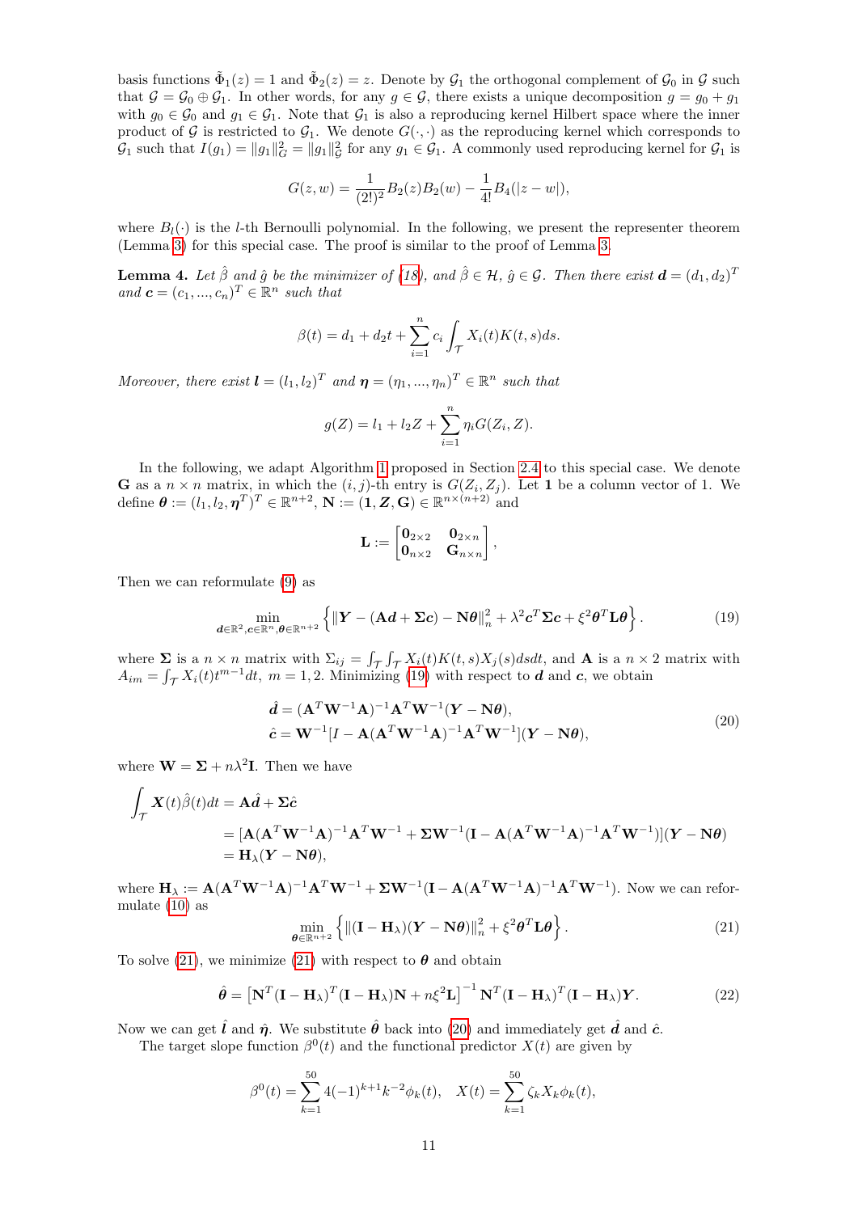basis functions $\tilde{\Phi}_1(z) = 1$ and $\tilde{\Phi}_2(z) = z$. Denote by $\mathcal{G}_1$ the orthogonal complement of $\mathcal{G}_0$ in $\mathcal{G}$ such that $\mathcal{G} = \mathcal{G}_0 \oplus \mathcal{G}_1$. In other words, for any $g \in \mathcal{G}$, there exists a unique decomposition $g = g_0 + g_1$ with $g_0 \in \mathcal{G}_0$ and $g_1 \in \mathcal{G}_1$. Note that $\mathcal{G}_1$ is also a reproducing kernel Hilbert space where the inner product of $\mathcal{G}$ is restricted to $\mathcal{G}_1$. We denote $G(\cdot, \cdot)$ as the reproducing kernel which corresponds to $\mathcal{G}_1$ such that $I(g_1) = \|g_1\|_G^2 = \|g_1\|_{\mathcal{G}}^2$ for any $g_1 \in \mathcal{G}_1$. A commonly used reproducing kernel for $\mathcal{G}_1$ is

$$G(z, w) = \frac{1}{(2!)^2} B_2(z) B_2(w) - \frac{1}{4!} B_4(|z - w|),$$

where $B_l(\cdot)$ is the $l$-th Bernoulli polynomial. In the following, we present the representer theorem (Lemma 3) for this special case. The proof is similar to the proof of Lemma 3.

**Lemma 4.** *Let $\hat{\beta}$ and $\hat{g}$ be the minimizer of (18), and $\hat{\beta} \in \mathcal{H}$, $\hat{g} \in \mathcal{G}$. Then there exist $\boldsymbol{d} = (d_1, d_2)^T$ and $\boldsymbol{c} = (c_1, ..., c_n)^T \in \mathbb{R}^n$ such that*

$$\beta(t) = d_1 + d_2 t + \sum_{i=1}^{n} c_i \int_{\mathcal{T}} X_i(t) K(t, s) ds.$$

*Moreover, there exist $\boldsymbol{l} = (l_1, l_2)^T$ and $\boldsymbol{\eta} = (\eta_1, ..., \eta_n)^T \in \mathbb{R}^n$ such that*

$$g(Z) = l_1 + l_2 Z + \sum_{i=1}^{n} \eta_i G(Z_i, Z).$$

In the following, we adapt Algorithm 1 proposed in Section 2.4 to this special case. We denote $\mathbf{G}$ as a $n \times n$ matrix, in which the $(i, j)$-th entry is $G(Z_i, Z_j)$. Let $\mathbf{1}$ be a column vector of 1. We define $\boldsymbol{\theta} := (l_1, l_2, \boldsymbol{\eta}^T)^T \in \mathbb{R}^{n+2}$, $\mathbf{N} := (\mathbf{1}, \boldsymbol{Z}, \mathbf{G}) \in \mathbb{R}^{n \times (n+2)}$ and

$$\mathbf{L} := \begin{bmatrix} \mathbf{0}_{2\times 2} & \mathbf{0}_{2\times n} \\ \mathbf{0}_{n\times 2} & \mathbf{G}_{n\times n} \end{bmatrix},$$

Then we can reformulate (9) as

$$\min_{\boldsymbol{d}\in\mathbb{R}^2, \boldsymbol{c}\in\mathbb{R}^n, \boldsymbol{\theta}\in\mathbb{R}^{n+2}} \left\{ \|\boldsymbol{Y} - (\mathbf{A}\boldsymbol{d} + \boldsymbol{\Sigma}\boldsymbol{c}) - \mathbf{N}\boldsymbol{\theta}\|_n^2 + \lambda^2 \boldsymbol{c}^T \boldsymbol{\Sigma} \boldsymbol{c} + \xi^2 \boldsymbol{\theta}^T \mathbf{L} \boldsymbol{\theta} \right\}. \tag{19}$$

where $\boldsymbol{\Sigma}$ is a $n \times n$ matrix with $\Sigma_{ij} = \int_{\mathcal{T}} \int_{\mathcal{T}} X_i(t) K(t, s) X_j(s) ds dt$, and $\mathbf{A}$ is a $n \times 2$ matrix with $A_{im} = \int_{\mathcal{T}} X_i(t) t^{m-1} dt$, $m = 1, 2$. Minimizing (19) with respect to $\boldsymbol{d}$ and $\boldsymbol{c}$, we obtain

$$\begin{aligned} \hat{\boldsymbol{d}} &= (\mathbf{A}^T \mathbf{W}^{-1} \mathbf{A})^{-1} \mathbf{A}^T \mathbf{W}^{-1} (\boldsymbol{Y} - \mathbf{N}\boldsymbol{\theta}), \\ \hat{\boldsymbol{c}} &= \mathbf{W}^{-1} [I - \mathbf{A}(\mathbf{A}^T \mathbf{W}^{-1} \mathbf{A})^{-1} \mathbf{A}^T \mathbf{W}^{-1}] (\boldsymbol{Y} - \mathbf{N}\boldsymbol{\theta}), \end{aligned} \tag{20}$$

where $\mathbf{W} = \boldsymbol{\Sigma} + n\lambda^2 \mathbf{I}$. Then we have

$$\begin{aligned} \int_{\mathcal{T}} \boldsymbol{X}(t) \hat{\beta}(t) dt &= \mathbf{A}\hat{\boldsymbol{d}} + \boldsymbol{\Sigma}\hat{\boldsymbol{c}} \\ &= [\mathbf{A}(\mathbf{A}^T \mathbf{W}^{-1} \mathbf{A})^{-1} \mathbf{A}^T \mathbf{W}^{-1} + \boldsymbol{\Sigma} \mathbf{W}^{-1} (\mathbf{I} - \mathbf{A}(\mathbf{A}^T \mathbf{W}^{-1} \mathbf{A})^{-1} \mathbf{A}^T \mathbf{W}^{-1})] (\boldsymbol{Y} - \mathbf{N}\boldsymbol{\theta}) \\ &= \mathbf{H}_\lambda (\boldsymbol{Y} - \mathbf{N}\boldsymbol{\theta}), \end{aligned}$$

where $\mathbf{H}_\lambda := \mathbf{A}(\mathbf{A}^T \mathbf{W}^{-1} \mathbf{A})^{-1} \mathbf{A}^T \mathbf{W}^{-1} + \boldsymbol{\Sigma} \mathbf{W}^{-1} (\mathbf{I} - \mathbf{A}(\mathbf{A}^T \mathbf{W}^{-1} \mathbf{A})^{-1} \mathbf{A}^T \mathbf{W}^{-1})$. Now we can reformulate (10) as

$$\min_{\boldsymbol{\theta}\in\mathbb{R}^{n+2}} \left\{ \|(\mathbf{I} - \mathbf{H}_\lambda)(\boldsymbol{Y} - \mathbf{N}\boldsymbol{\theta})\|_n^2 + \xi^2 \boldsymbol{\theta}^T \mathbf{L} \boldsymbol{\theta} \right\}. \tag{21}$$

To solve (21), we minimize (21) with respect to $\boldsymbol{\theta}$ and obtain

$$\hat{\boldsymbol{\theta}} = \left[ \mathbf{N}^T (\mathbf{I} - \mathbf{H}_\lambda)^T (\mathbf{I} - \mathbf{H}_\lambda) \mathbf{N} + n\xi^2 \mathbf{L} \right]^{-1} \mathbf{N}^T (\mathbf{I} - \mathbf{H}_\lambda)^T (\mathbf{I} - \mathbf{H}_\lambda) \boldsymbol{Y}. \tag{22}$$

Now we can get $\hat{\boldsymbol{l}}$ and $\hat{\boldsymbol{\eta}}$. We substitute $\hat{\boldsymbol{\theta}}$ back into (20) and immediately get $\hat{\boldsymbol{d}}$ and $\hat{\boldsymbol{c}}$.

The target slope function $\beta^0(t)$ and the functional predictor $X(t)$ are given by

$$\beta^0(t) = \sum_{k=1}^{50} 4(-1)^{k+1} k^{-2} \phi_k(t), \quad X(t) = \sum_{k=1}^{50} \zeta_k X_k \phi_k(t),$$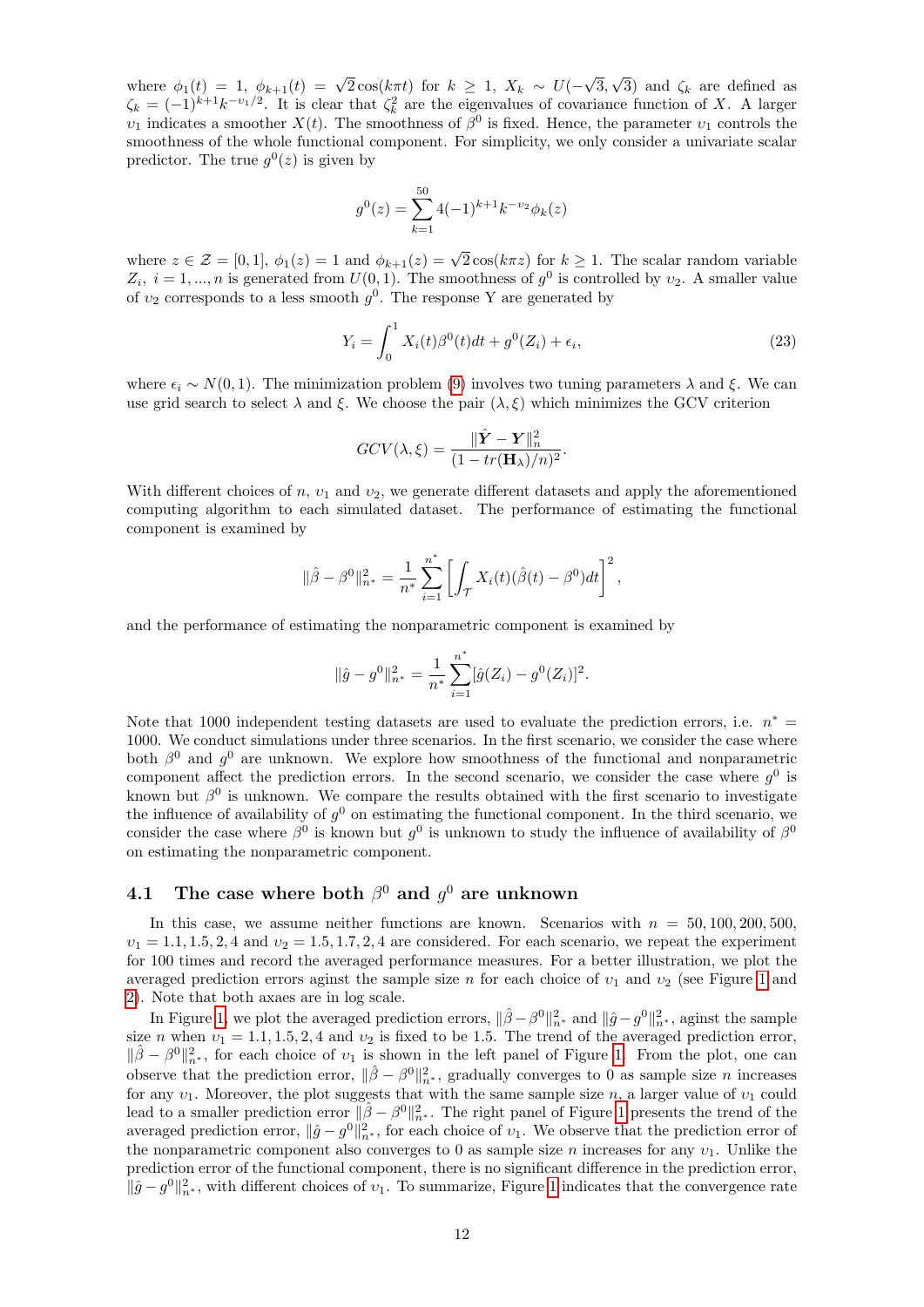where $\phi_1(t) = 1$, $\phi_{k+1}(t) = \sqrt{2}\cos(k\pi t)$ for $k \geq 1$, $X_k \sim U(-\sqrt{3}, \sqrt{3})$ and $\zeta_k$ are defined as $\zeta_k = (-1)^{k+1}k^{-\upsilon_1/2}$. It is clear that $\zeta_k^2$ are the eigenvalues of covariance function of $X$. A larger $\upsilon_1$ indicates a smoother $X(t)$. The smoothness of $\beta^0$ is fixed. Hence, the parameter $\upsilon_1$ controls the smoothness of the whole functional component. For simplicity, we only consider a univariate scalar predictor. The true $g^0(z)$ is given by

$$g^0(z) = \sum_{k=1}^{50} 4(-1)^{k+1}k^{-\upsilon_2}\phi_k(z)$$

where $z \in \mathcal{Z} = [0, 1]$, $\phi_1(z) = 1$ and $\phi_{k+1}(z) = \sqrt{2}\cos(k\pi z)$ for $k \geq 1$. The scalar random variable $Z_i$, $i = 1, ..., n$ is generated from $U(0, 1)$. The smoothness of $g^0$ is controlled by $\upsilon_2$. A smaller value of $\upsilon_2$ corresponds to a less smooth $g^0$. The response Y are generated by

$$Y_i = \int_0^1 X_i(t)\beta^0(t)dt + g^0(Z_i) + \epsilon_i, \tag{23}$$

where $\epsilon_i \sim N(0, 1)$. The minimization problem (9) involves two tuning parameters $\lambda$ and $\xi$. We can use grid search to select $\lambda$ and $\xi$. We choose the pair $(\lambda, \xi)$ which minimizes the GCV criterion

$$GCV(\lambda, \xi) = \frac{\|\hat{\boldsymbol{Y}} - \boldsymbol{Y}\|_n^2}{(1 - tr(\mathbf{H}_\lambda)/n)^2}.$$

With different choices of $n$, $\upsilon_1$ and $\upsilon_2$, we generate different datasets and apply the aforementioned computing algorithm to each simulated dataset. The performance of estimating the functional component is examined by

$$\|\hat{\beta} - \beta^0\|_{n^*}^2 = \frac{1}{n^*}\sum_{i=1}^{n^*}\left[\int_{\mathcal{T}} X_i(t)(\hat{\beta}(t) - \beta^0)dt\right]^2,$$

and the performance of estimating the nonparametric component is examined by

$$\|\hat{g} - g^0\|_{n^*}^2 = \frac{1}{n^*}\sum_{i=1}^{n^*}[\hat{g}(Z_i) - g^0(Z_i)]^2.$$

Note that 1000 independent testing datasets are used to evaluate the prediction errors, i.e. $n^* = 1000$. We conduct simulations under three scenarios. In the first scenario, we consider the case where both $\beta^0$ and $g^0$ are unknown. We explore how smoothness of the functional and nonparametric component affect the prediction errors. In the second scenario, we consider the case where $g^0$ is known but $\beta^0$ is unknown. We compare the results obtained with the first scenario to investigate the influence of availability of $g^0$ on estimating the functional component. In the third scenario, we consider the case where $\beta^0$ is known but $g^0$ is unknown to study the influence of availability of $\beta^0$ on estimating the nonparametric component.

## 4.1 The case where both $\beta^0$ and $g^0$ are unknown

In this case, we assume neither functions are known. Scenarios with $n = 50, 100, 200, 500$, $\upsilon_1 = 1.1, 1.5, 2, 4$ and $\upsilon_2 = 1.5, 1.7, 2, 4$ are considered. For each scenario, we repeat the experiment for 100 times and record the averaged performance measures. For a better illustration, we plot the averaged prediction errors aginst the sample size $n$ for each choice of $\upsilon_1$ and $\upsilon_2$ (see Figure 1 and 2). Note that both axaes are in log scale.

In Figure 1, we plot the averaged prediction errors, $\|\hat{\beta} - \beta^0\|_{n^*}^2$ and $\|\hat{g} - g^0\|_{n^*}^2$, aginst the sample size $n$ when $\upsilon_1 = 1.1, 1.5, 2, 4$ and $\upsilon_2$ is fixed to be 1.5. The trend of the averaged prediction error, $\|\hat{\beta} - \beta^0\|_{n^*}^2$, for each choice of $\upsilon_1$ is shown in the left panel of Figure 1. From the plot, one can observe that the prediction error, $\|\hat{\beta} - \beta^0\|_{n^*}^2$, gradually converges to 0 as sample size $n$ increases for any $\upsilon_1$. Moreover, the plot suggests that with the same sample size $n$, a larger value of $\upsilon_1$ could lead to a smaller prediction error $\|\hat{\beta} - \beta^0\|_{n^*}^2$. The right panel of Figure 1 presents the trend of the averaged prediction error, $\|\hat{g} - g^0\|_{n^*}^2$, for each choice of $\upsilon_1$. We observe that the prediction error of the nonparametric component also converges to 0 as sample size $n$ increases for any $\upsilon_1$. Unlike the prediction error of the functional component, there is no significant difference in the prediction error, $\|\hat{g} - g^0\|_{n^*}^2$, with different choices of $\upsilon_1$. To summarize, Figure 1 indicates that the convergence rate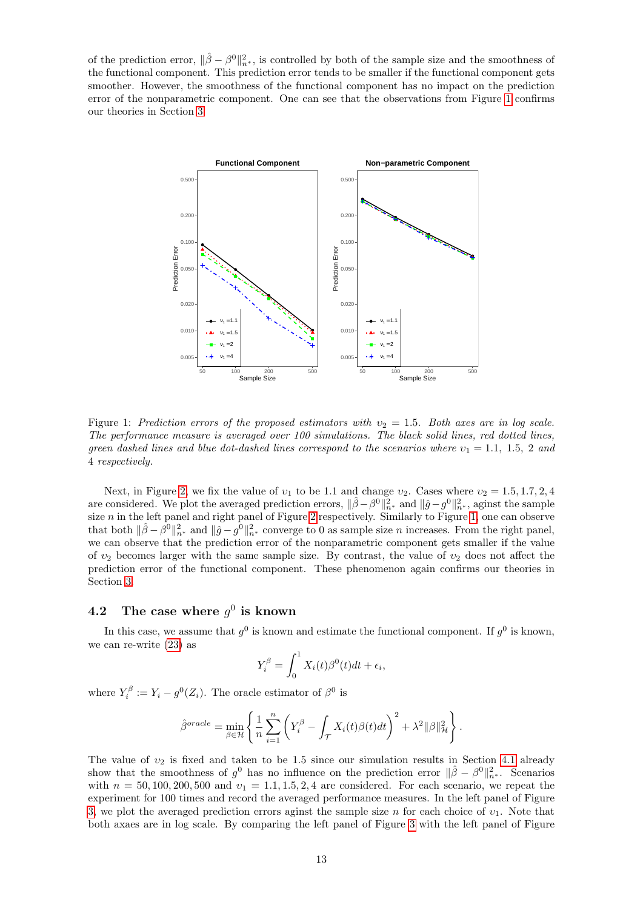of the prediction error, $\|\hat{\beta} - \beta^0\|_{n^*}^2$, is controlled by both of the sample size and the smoothness of the functional component. This prediction error tends to be smaller if the functional component gets smoother. However, the smoothness of the functional component has no impact on the prediction error of the nonparametric component. One can see that the observations from Figure 1 confirms our theories in Section 3.

Figure 1: *Prediction errors of the proposed estimators with $\upsilon_2 = 1.5$. Both axes are in log scale. The performance measure is averaged over 100 simulations. The black solid lines, red dotted lines, green dashed lines and blue dot-dashed lines correspond to the scenarios where $\upsilon_1 = 1.1,\ 1.5,\ 2$ and 4 respectively.*

Next, in Figure 2, we fix the value of $\upsilon_1$ to be 1.1 and change $\upsilon_2$. Cases where $\upsilon_2 = 1.5, 1.7, 2, 4$ are considered. We plot the averaged prediction errors, $\|\hat{\beta} - \beta^0\|_{n^*}^2$ and $\|\hat{g} - g^0\|_{n^*}^2$, aginst the sample size $n$ in the left panel and right panel of Figure 2 respectively. Similarly to Figure 1, one can observe that both $\|\hat{\beta} - \beta^0\|_{n^*}^2$ and $\|\hat{g} - g^0\|_{n^*}^2$ converge to 0 as sample size $n$ increases. From the right panel, we can observe that the prediction error of the nonparametric component gets smaller if the value of $\upsilon_2$ becomes larger with the same sample size. By contrast, the value of $\upsilon_2$ does not affect the prediction error of the functional component. These phenomenon again confirms our theories in Section 3.

## 4.2 The case where $g^0$ is known

In this case, we assume that $g^0$ is known and estimate the functional component. If $g^0$ is known, we can re-write (23) as

$$Y_i^\beta = \int_0^1 X_i(t)\beta^0(t)dt + \epsilon_i,$$

where $Y_i^\beta := Y_i - g^0(Z_i)$. The oracle estimator of $\beta^0$ is

$$\hat{\beta}^{oracle} = \min_{\beta \in \mathcal{H}} \left\{ \frac{1}{n}\sum_{i=1}^n \left( Y_i^\beta - \int_{\mathcal{T}} X_i(t)\beta(t)dt \right)^2 + \lambda^2 \|\beta\|_{\mathcal{H}}^2 \right\}.$$

The value of $\upsilon_2$ is fixed and taken to be 1.5 since our simulation results in Section 4.1 already show that the smoothness of $g^0$ has no influence on the prediction error $\|\hat{\beta} - \beta^0\|_{n^*}^2$. Scenarios with $n = 50, 100, 200, 500$ and $\upsilon_1 = 1.1, 1.5, 2, 4$ are considered. For each scenario, we repeat the experiment for 100 times and record the averaged performance measures. In the left panel of Figure 3, we plot the averaged prediction errors aginst the sample size $n$ for each choice of $\upsilon_1$. Note that both axaes are in log scale. By comparing the left panel of Figure 3 with the left panel of Figure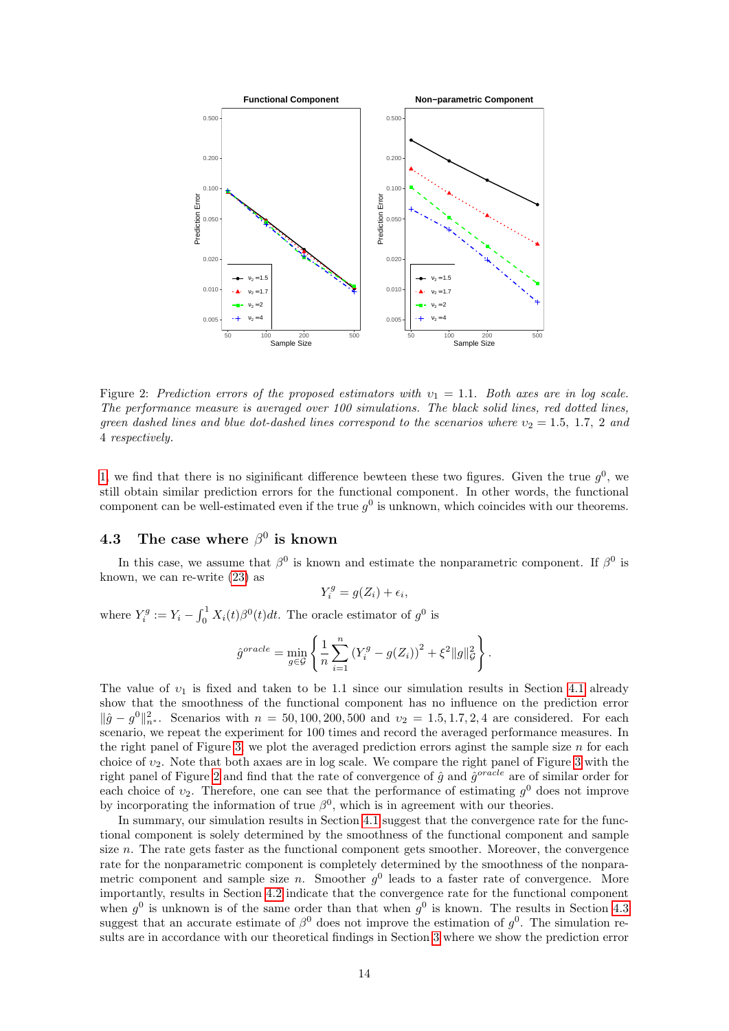Figure 2: *Prediction errors of the proposed estimators with $\upsilon_1 = 1.1$. Both axes are in log scale. The performance measure is averaged over 100 simulations. The black solid lines, red dotted lines, green dashed lines and blue dot-dashed lines correspond to the scenarios where $\upsilon_2 = 1.5$, $1.7$, $2$ and $4$ respectively.*

1, we find that there is no siginificant difference bewteen these two figures. Given the true $g^0$, we still obtain similar prediction errors for the functional component. In other words, the functional component can be well-estimated even if the true $g^0$ is unknown, which coincides with our theorems.

### 4.3 The case where $\beta^0$ is known

In this case, we assume that $\beta^0$ is known and estimate the nonparametric component. If $\beta^0$ is known, we can re-write (23) as

$$Y_i^g = g(Z_i) + \epsilon_i,$$

where $Y_i^g := Y_i - \int_0^1 X_i(t)\beta^0(t)dt$. The oracle estimator of $g^0$ is

$$\hat{g}^{oracle} = \min_{g \in \mathcal{G}} \left\{ \frac{1}{n}\sum_{i=1}^{n} \left(Y_i^g - g(Z_i)\right)^2 + \xi^2 \|g\|_{\mathcal{G}}^2 \right\}.$$

The value of $\upsilon_1$ is fixed and taken to be 1.1 since our simulation results in Section 4.1 already show that the smoothness of the functional component has no influence on the prediction error $\|\hat{g} - g^0\|_{n^*}^2$. Scenarios with $n = 50, 100, 200, 500$ and $\upsilon_2 = 1.5, 1.7, 2, 4$ are considered. For each scenario, we repeat the experiment for 100 times and record the averaged performance measures. In the right panel of Figure 3, we plot the averaged prediction errors aginst the sample size $n$ for each choice of $\upsilon_2$. Note that both axaes are in log scale. We compare the right panel of Figure 3 with the right panel of Figure 2 and find that the rate of convergence of $\hat{g}$ and $\hat{g}^{oracle}$ are of similar order for each choice of $\upsilon_2$. Therefore, one can see that the performance of estimating $g^0$ does not improve by incorporating the information of true $\beta^0$, which is in agreement with our theories.

In summary, our simulation results in Section 4.1 suggest that the convergence rate for the functional component is solely determined by the smoothness of the functional component and sample size $n$. The rate gets faster as the functional component gets smoother. Moreover, the convergence rate for the nonparametric component is completely determined by the smoothness of the nonparametric component and sample size $n$. Smoother $g^0$ leads to a faster rate of convergence. More importantly, results in Section 4.2 indicate that the convergence rate for the functional component when $g^0$ is unknown is of the same order than that when $g^0$ is known. The results in Section 4.3 suggest that an accurate estimate of $\beta^0$ does not improve the estimation of $g^0$. The simulation results are in accordance with our theoretical findings in Section 3 where we show the prediction error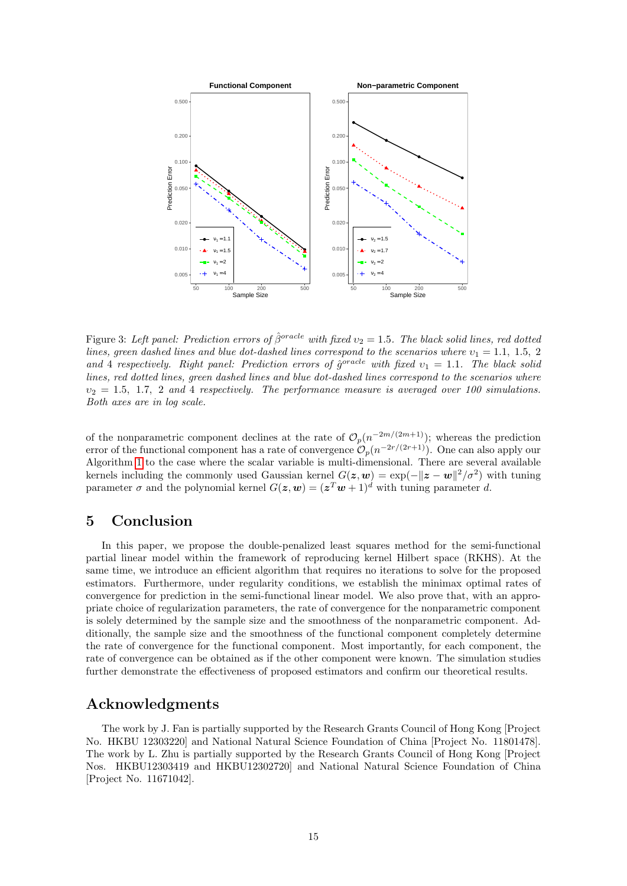Figure 3: *Left panel: Prediction errors of $\hat{\beta}^{oracle}$ with fixed $\upsilon_2 = 1.5$. The black solid lines, red dotted lines, green dashed lines and blue dot-dashed lines correspond to the scenarios where $\upsilon_1 = 1.1,\ 1.5,\ 2$ and 4 respectively. Right panel: Prediction errors of $\hat{g}^{oracle}$ with fixed $\upsilon_1 = 1.1$. The black solid lines, red dotted lines, green dashed lines and blue dot-dashed lines correspond to the scenarios where $\upsilon_2 = 1.5,\ 1.7,\ 2$ and 4 respectively. The performance measure is averaged over 100 simulations. Both axes are in log scale.*

of the nonparametric component declines at the rate of $\mathcal{O}_p(n^{-2m/(2m+1)})$; whereas the prediction error of the functional component has a rate of convergence $\mathcal{O}_p(n^{-2r/(2r+1)})$. One can also apply our Algorithm 1 to the case where the scalar variable is multi-dimensional. There are several available kernels including the commonly used Gaussian kernel $G(\boldsymbol{z}, \boldsymbol{w}) = \exp(-\|\boldsymbol{z} - \boldsymbol{w}\|^2/\sigma^2)$ with tuning parameter $\sigma$ and the polynomial kernel $G(\boldsymbol{z}, \boldsymbol{w}) = (\boldsymbol{z}^T\boldsymbol{w} + 1)^d$ with tuning parameter $d$.

# 5 Conclusion

In this paper, we propose the double-penalized least squares method for the semi-functional partial linear model within the framework of reproducing kernel Hilbert space (RKHS). At the same time, we introduce an efficient algorithm that requires no iterations to solve for the proposed estimators. Furthermore, under regularity conditions, we establish the minimax optimal rates of convergence for prediction in the semi-functional linear model. We also prove that, with an appropriate choice of regularization parameters, the rate of convergence for the nonparametric component is solely determined by the sample size and the smoothness of the nonparametric component. Additionally, the sample size and the smoothness of the functional component completely determine the rate of convergence for the functional component. Most importantly, for each component, the rate of convergence can be obtained as if the other component were known. The simulation studies further demonstrate the effectiveness of proposed estimators and confirm our theoretical results.

# Acknowledgments

The work by J. Fan is partially supported by the Research Grants Council of Hong Kong [Project No. HKBU 12303220] and National Natural Science Foundation of China [Project No. 11801478]. The work by L. Zhu is partially supported by the Research Grants Council of Hong Kong [Project Nos. HKBU12303419 and HKBU12302720] and National Natural Science Foundation of China [Project No. 11671042].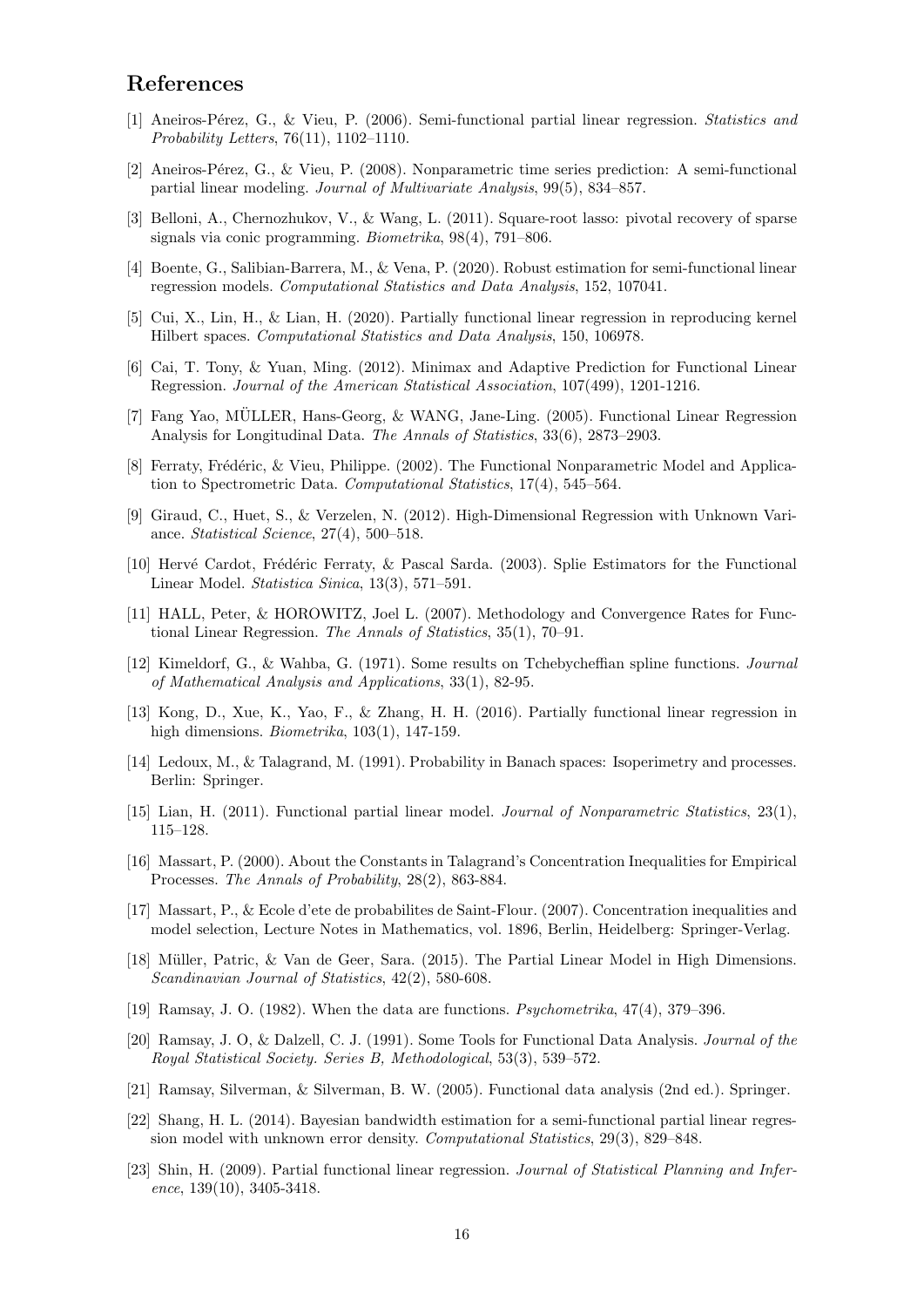## References

[1] Aneiros-Pérez, G., & Vieu, P. (2006). Semi-functional partial linear regression. *Statistics and Probability Letters*, 76(11), 1102–1110.

[2] Aneiros-Pérez, G., & Vieu, P. (2008). Nonparametric time series prediction: A semi-functional partial linear modeling. *Journal of Multivariate Analysis*, 99(5), 834–857.

[3] Belloni, A., Chernozhukov, V., & Wang, L. (2011). Square-root lasso: pivotal recovery of sparse signals via conic programming. *Biometrika*, 98(4), 791–806.

[4] Boente, G., Salibian-Barrera, M., & Vena, P. (2020). Robust estimation for semi-functional linear regression models. *Computational Statistics and Data Analysis*, 152, 107041.

[5] Cui, X., Lin, H., & Lian, H. (2020). Partially functional linear regression in reproducing kernel Hilbert spaces. *Computational Statistics and Data Analysis*, 150, 106978.

[6] Cai, T. Tony, & Yuan, Ming. (2012). Minimax and Adaptive Prediction for Functional Linear Regression. *Journal of the American Statistical Association*, 107(499), 1201-1216.

[7] Fang Yao, MÜLLER, Hans-Georg, & WANG, Jane-Ling. (2005). Functional Linear Regression Analysis for Longitudinal Data. *The Annals of Statistics*, 33(6), 2873–2903.

[8] Ferraty, Frédéric, & Vieu, Philippe. (2002). The Functional Nonparametric Model and Application to Spectrometric Data. *Computational Statistics*, 17(4), 545–564.

[9] Giraud, C., Huet, S., & Verzelen, N. (2012). High-Dimensional Regression with Unknown Variance. *Statistical Science*, 27(4), 500–518.

[10] Hervé Cardot, Frédéric Ferraty, & Pascal Sarda. (2003). Splie Estimators for the Functional Linear Model. *Statistica Sinica*, 13(3), 571–591.

[11] HALL, Peter, & HOROWITZ, Joel L. (2007). Methodology and Convergence Rates for Functional Linear Regression. *The Annals of Statistics*, 35(1), 70–91.

[12] Kimeldorf, G., & Wahba, G. (1971). Some results on Tchebycheffian spline functions. *Journal of Mathematical Analysis and Applications*, 33(1), 82-95.

[13] Kong, D., Xue, K., Yao, F., & Zhang, H. H. (2016). Partially functional linear regression in high dimensions. *Biometrika*, 103(1), 147-159.

[14] Ledoux, M., & Talagrand, M. (1991). Probability in Banach spaces: Isoperimetry and processes. Berlin: Springer.

[15] Lian, H. (2011). Functional partial linear model. *Journal of Nonparametric Statistics*, 23(1), 115–128.

[16] Massart, P. (2000). About the Constants in Talagrand's Concentration Inequalities for Empirical Processes. *The Annals of Probability*, 28(2), 863-884.

[17] Massart, P., & Ecole d'ete de probabilites de Saint-Flour. (2007). Concentration inequalities and model selection, Lecture Notes in Mathematics, vol. 1896, Berlin, Heidelberg: Springer-Verlag.

[18] Müller, Patric, & Van de Geer, Sara. (2015). The Partial Linear Model in High Dimensions. *Scandinavian Journal of Statistics*, 42(2), 580-608.

[19] Ramsay, J. O. (1982). When the data are functions. *Psychometrika*, 47(4), 379–396.

[20] Ramsay, J. O, & Dalzell, C. J. (1991). Some Tools for Functional Data Analysis. *Journal of the Royal Statistical Society. Series B, Methodological*, 53(3), 539–572.

[21] Ramsay, Silverman, & Silverman, B. W. (2005). Functional data analysis (2nd ed.). Springer.

[22] Shang, H. L. (2014). Bayesian bandwidth estimation for a semi-functional partial linear regression model with unknown error density. *Computational Statistics*, 29(3), 829–848.

[23] Shin, H. (2009). Partial functional linear regression. *Journal of Statistical Planning and Inference*, 139(10), 3405-3418.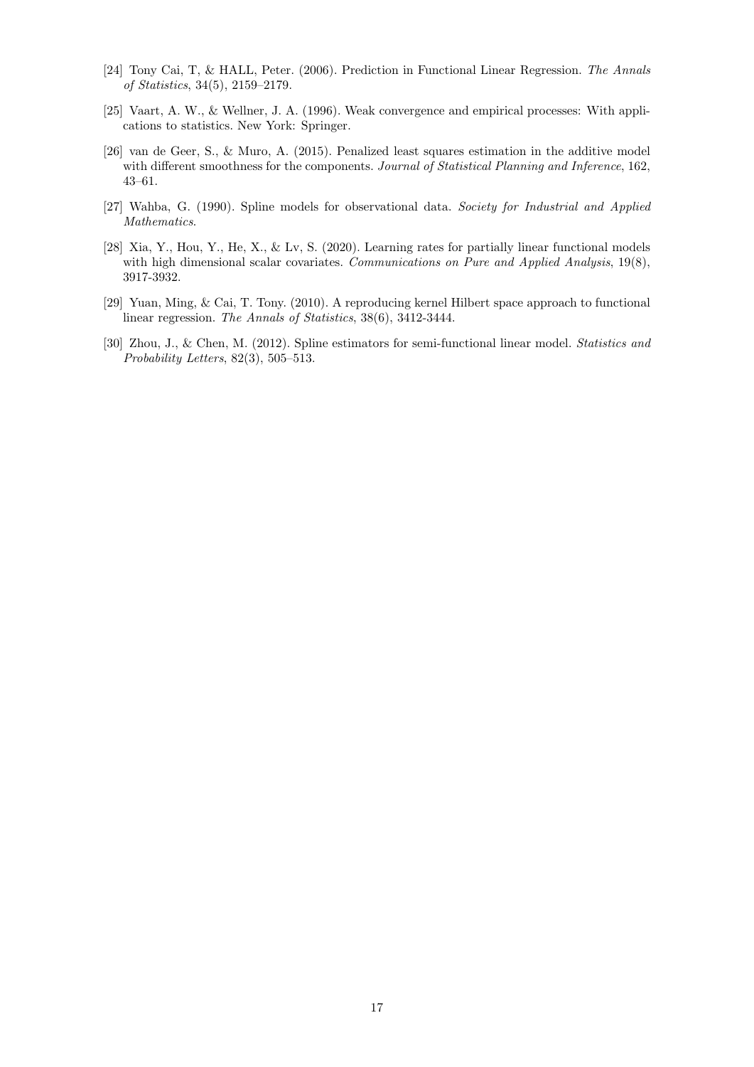[24] Tony Cai, T, & HALL, Peter. (2006). Prediction in Functional Linear Regression. *The Annals of Statistics*, 34(5), 2159–2179.

[25] Vaart, A. W., & Wellner, J. A. (1996). Weak convergence and empirical processes: With applications to statistics. New York: Springer.

[26] van de Geer, S., & Muro, A. (2015). Penalized least squares estimation in the additive model with different smoothness for the components. *Journal of Statistical Planning and Inference*, 162, 43–61.

[27] Wahba, G. (1990). Spline models for observational data. *Society for Industrial and Applied Mathematics*.

[28] Xia, Y., Hou, Y., He, X., & Lv, S. (2020). Learning rates for partially linear functional models with high dimensional scalar covariates. *Communications on Pure and Applied Analysis*, 19(8), 3917-3932.

[29] Yuan, Ming, & Cai, T. Tony. (2010). A reproducing kernel Hilbert space approach to functional linear regression. *The Annals of Statistics*, 38(6), 3412-3444.

[30] Zhou, J., & Chen, M. (2012). Spline estimators for semi-functional linear model. *Statistics and Probability Letters*, 82(3), 505–513.